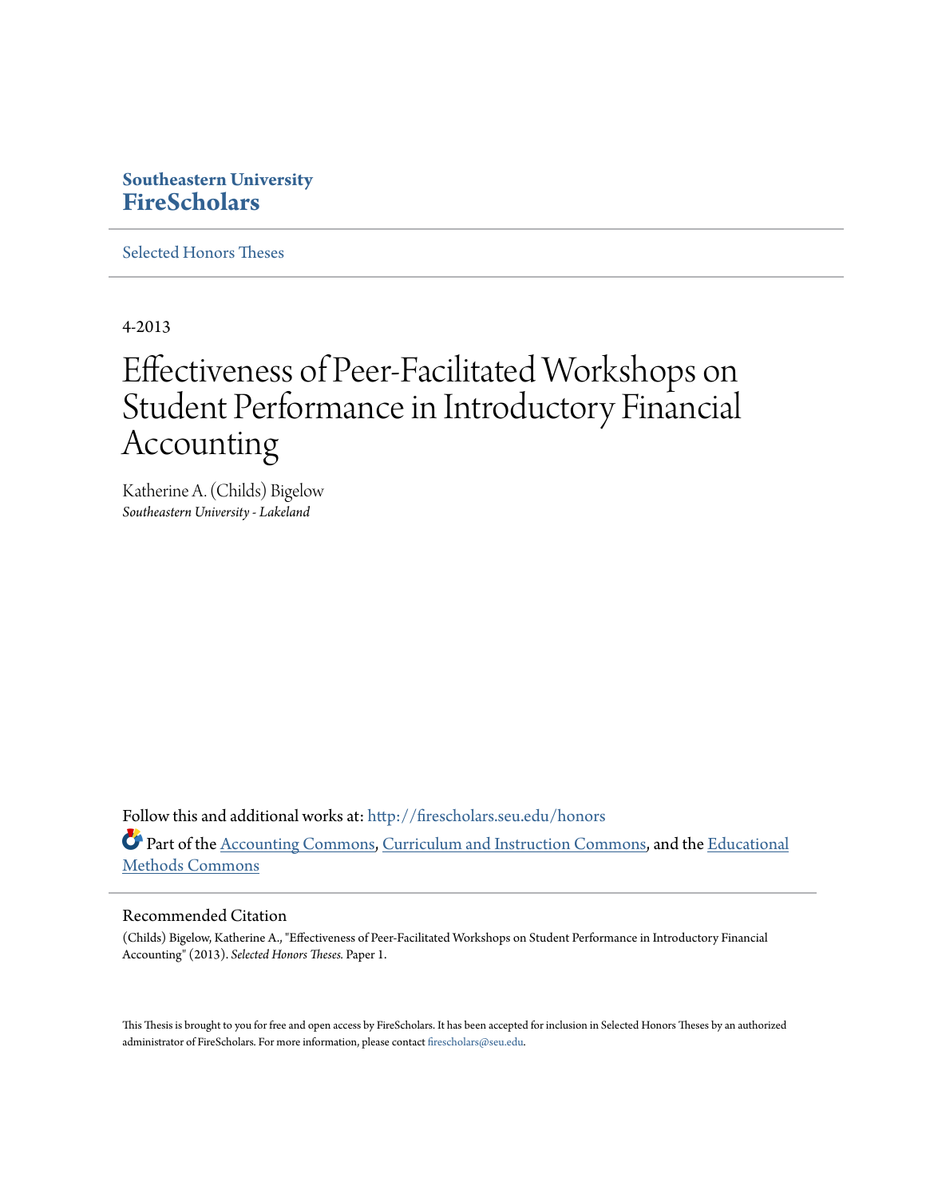**Southeastern University**
**FireScholars**

Selected Honors Theses

4-2013

# Effectiveness of Peer-Facilitated Workshops on Student Performance in Introductory Financial Accounting

Katherine A. (Childs) Bigelow
*Southeastern University - Lakeland*

Follow this and additional works at: http://firescholars.seu.edu/honors

Part of the Accounting Commons, Curriculum and Instruction Commons, and the Educational Methods Commons

## Recommended Citation

(Childs) Bigelow, Katherine A., "Effectiveness of Peer-Facilitated Workshops on Student Performance in Introductory Financial Accounting" (2013). *Selected Honors Theses.* Paper 1.

This Thesis is brought to you for free and open access by FireScholars. It has been accepted for inclusion in Selected Honors Theses by an authorized administrator of FireScholars. For more information, please contact firescholars@seu.edu.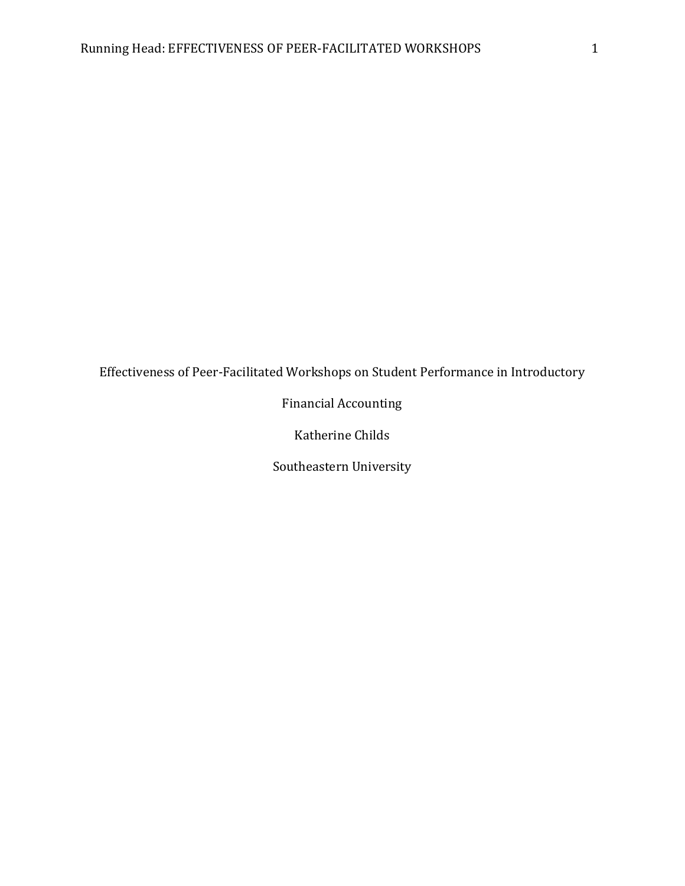Effectiveness of Peer-Facilitated Workshops on Student Performance in Introductory Financial Accounting

Katherine Childs

Southeastern University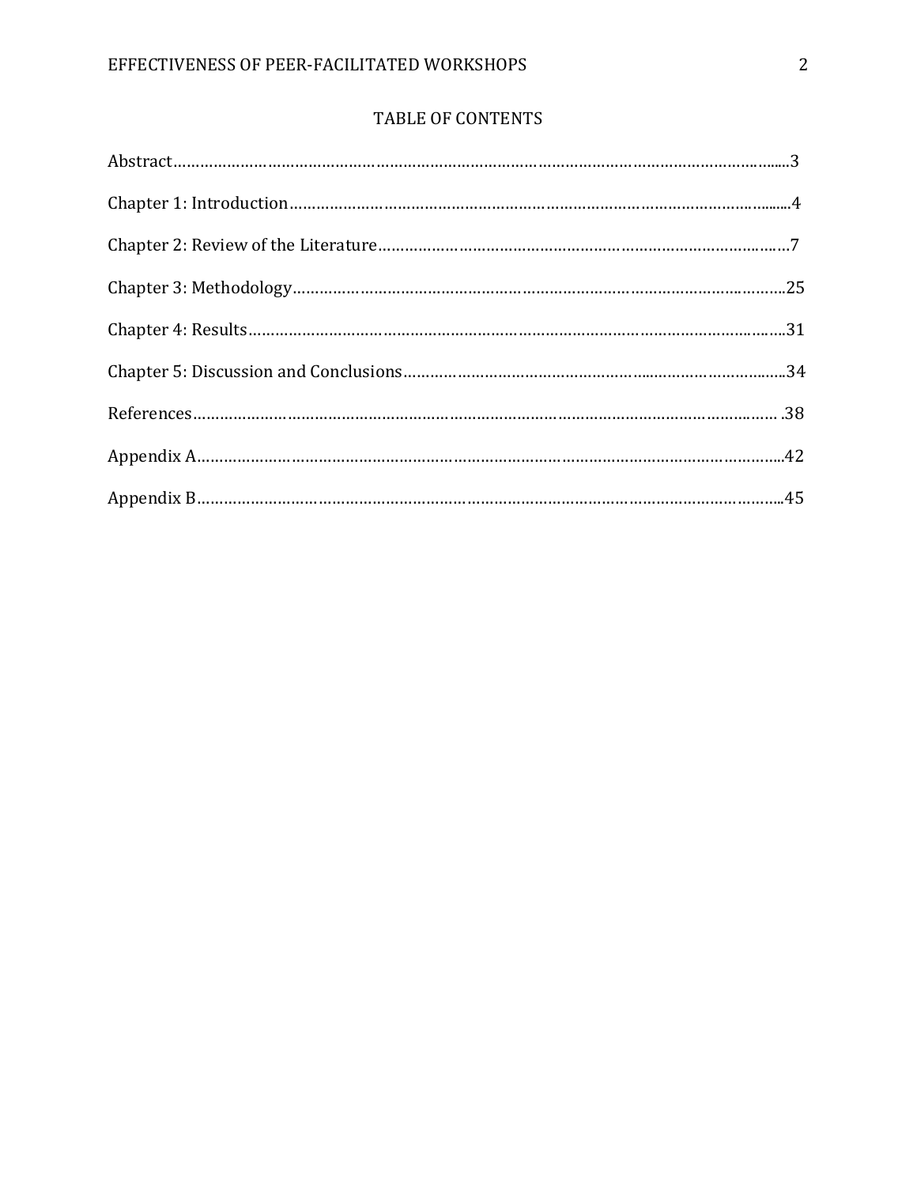# TABLE OF CONTENTS

Abstract……………………………………………………………………………………………………………3

Chapter 1: Introduction……………………………………………………………………………………4

Chapter 2: Review of the Literature……………………………………………………………………7

Chapter 3: Methodology…………………………………………………………………………………25

Chapter 4: Results…………………………………………………………………………………………31

Chapter 5: Discussion and Conclusions………………………………………………………………34

References……………………………………………………………………………………………………38

Appendix A…………………………………………………………………………………………………42

Appendix B…………………………………………………………………………………………………45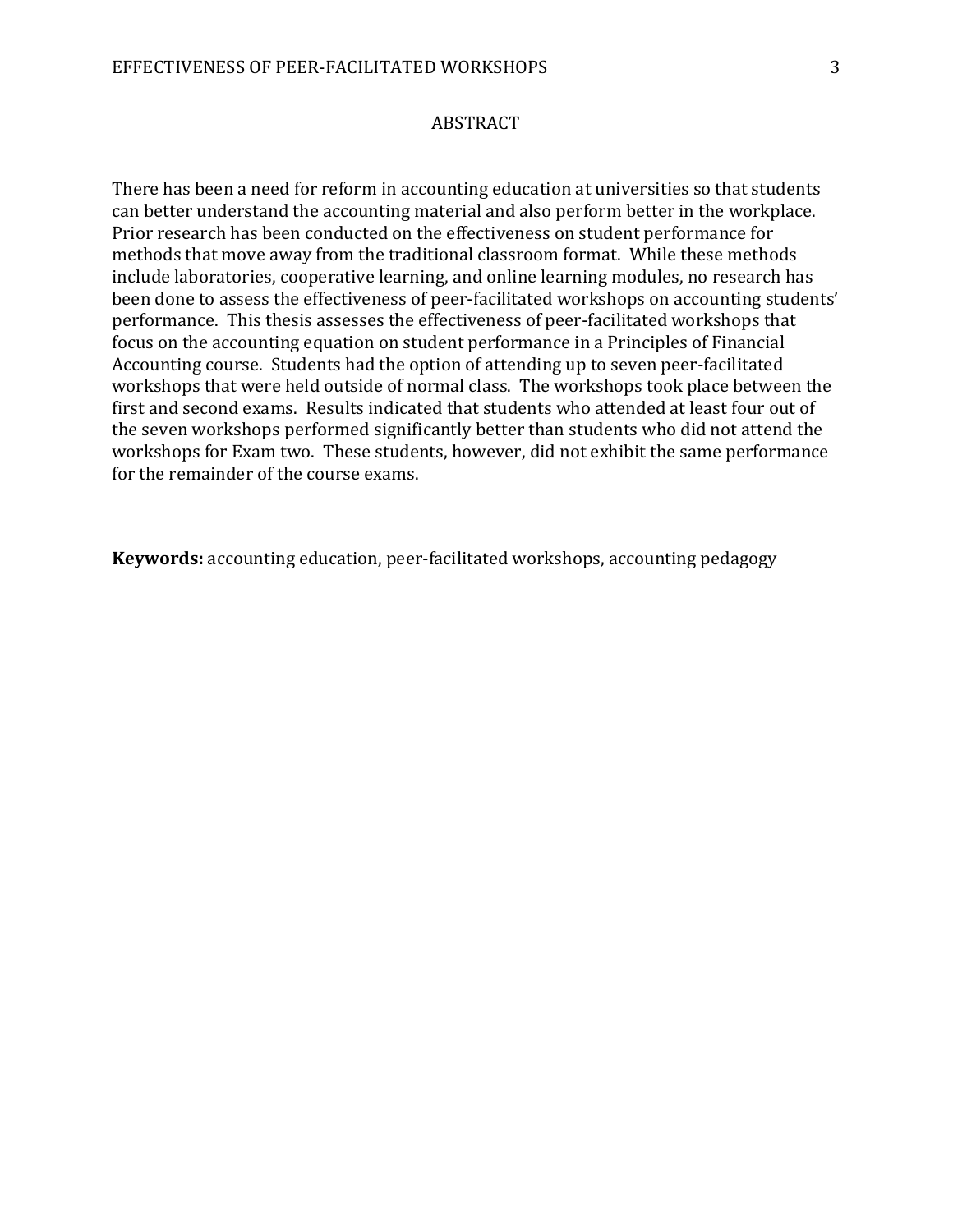# ABSTRACT

There has been a need for reform in accounting education at universities so that students can better understand the accounting material and also perform better in the workplace. Prior research has been conducted on the effectiveness on student performance for methods that move away from the traditional classroom format. While these methods include laboratories, cooperative learning, and online learning modules, no research has been done to assess the effectiveness of peer-facilitated workshops on accounting students' performance. This thesis assesses the effectiveness of peer-facilitated workshops that focus on the accounting equation on student performance in a Principles of Financial Accounting course. Students had the option of attending up to seven peer-facilitated workshops that were held outside of normal class. The workshops took place between the first and second exams. Results indicated that students who attended at least four out of the seven workshops performed significantly better than students who did not attend the workshops for Exam two. These students, however, did not exhibit the same performance for the remainder of the course exams.

**Keywords:** accounting education, peer-facilitated workshops, accounting pedagogy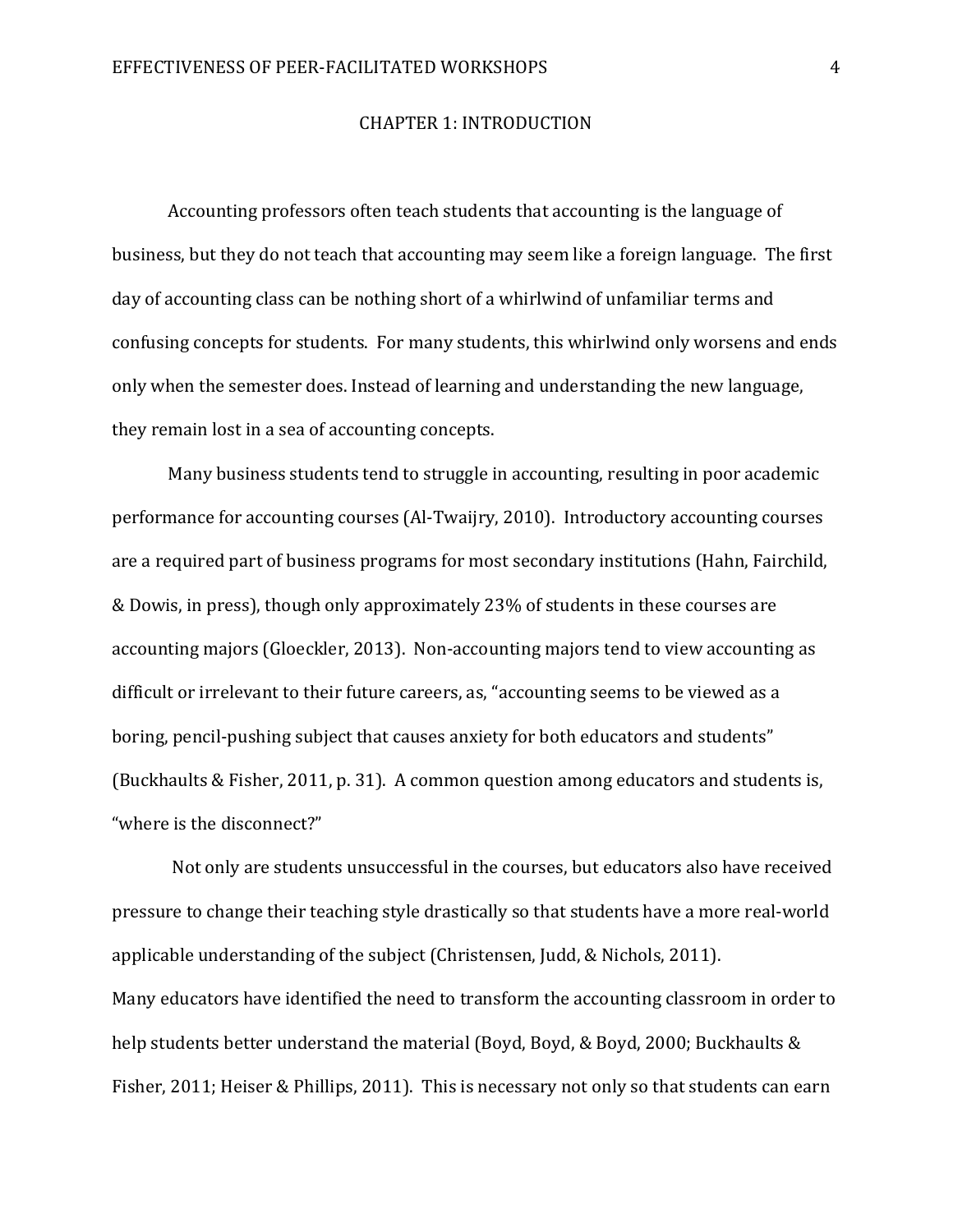# CHAPTER 1: INTRODUCTION

Accounting professors often teach students that accounting is the language of business, but they do not teach that accounting may seem like a foreign language. The first day of accounting class can be nothing short of a whirlwind of unfamiliar terms and confusing concepts for students. For many students, this whirlwind only worsens and ends only when the semester does. Instead of learning and understanding the new language, they remain lost in a sea of accounting concepts.

Many business students tend to struggle in accounting, resulting in poor academic performance for accounting courses (Al-Twaijry, 2010). Introductory accounting courses are a required part of business programs for most secondary institutions (Hahn, Fairchild, & Dowis, in press), though only approximately 23% of students in these courses are accounting majors (Gloeckler, 2013). Non-accounting majors tend to view accounting as difficult or irrelevant to their future careers, as, "accounting seems to be viewed as a boring, pencil-pushing subject that causes anxiety for both educators and students" (Buckhaults & Fisher, 2011, p. 31). A common question among educators and students is, "where is the disconnect?"

Not only are students unsuccessful in the courses, but educators also have received pressure to change their teaching style drastically so that students have a more real-world applicable understanding of the subject (Christensen, Judd, & Nichols, 2011). Many educators have identified the need to transform the accounting classroom in order to help students better understand the material (Boyd, Boyd, & Boyd, 2000; Buckhaults & Fisher, 2011; Heiser & Phillips, 2011). This is necessary not only so that students can earn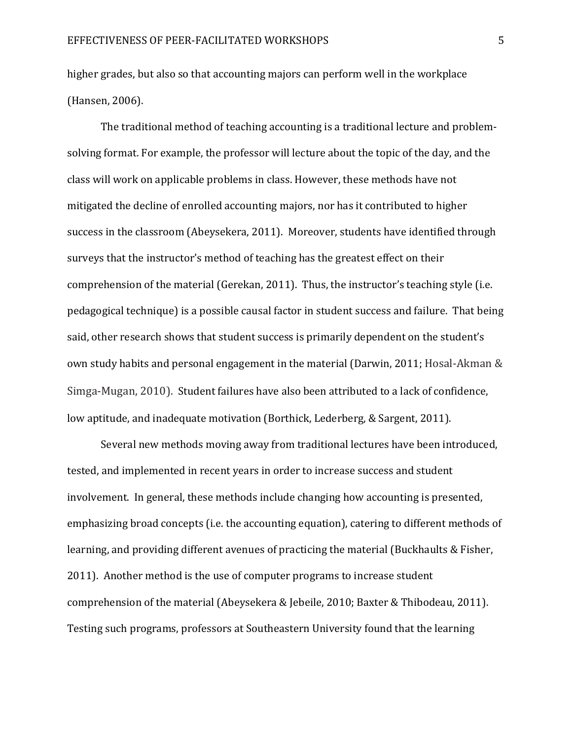higher grades, but also so that accounting majors can perform well in the workplace (Hansen, 2006).

The traditional method of teaching accounting is a traditional lecture and problem-solving format. For example, the professor will lecture about the topic of the day, and the class will work on applicable problems in class. However, these methods have not mitigated the decline of enrolled accounting majors, nor has it contributed to higher success in the classroom (Abeysekera, 2011). Moreover, students have identified through surveys that the instructor's method of teaching has the greatest effect on their comprehension of the material (Gerekan, 2011). Thus, the instructor's teaching style (i.e. pedagogical technique) is a possible causal factor in student success and failure. That being said, other research shows that student success is primarily dependent on the student's own study habits and personal engagement in the material (Darwin, 2011; Hosal-Akman & Simga-Mugan, 2010). Student failures have also been attributed to a lack of confidence, low aptitude, and inadequate motivation (Borthick, Lederberg, & Sargent, 2011).

Several new methods moving away from traditional lectures have been introduced, tested, and implemented in recent years in order to increase success and student involvement. In general, these methods include changing how accounting is presented, emphasizing broad concepts (i.e. the accounting equation), catering to different methods of learning, and providing different avenues of practicing the material (Buckhaults & Fisher, 2011). Another method is the use of computer programs to increase student comprehension of the material (Abeysekera & Jebeile, 2010; Baxter & Thibodeau, 2011). Testing such programs, professors at Southeastern University found that the learning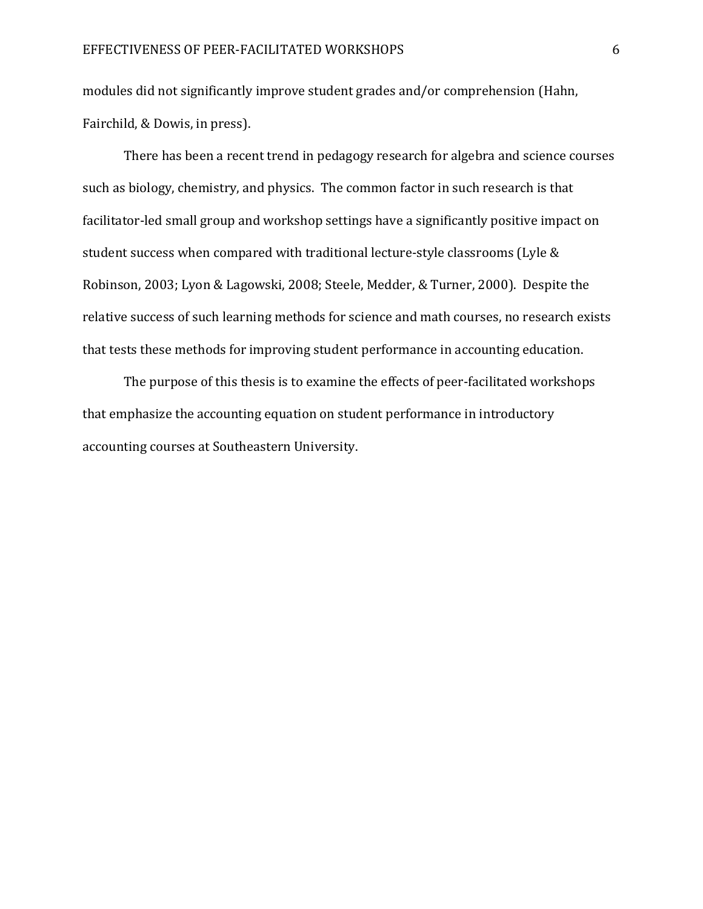modules did not significantly improve student grades and/or comprehension (Hahn, Fairchild, & Dowis, in press).

There has been a recent trend in pedagogy research for algebra and science courses such as biology, chemistry, and physics. The common factor in such research is that facilitator-led small group and workshop settings have a significantly positive impact on student success when compared with traditional lecture-style classrooms (Lyle & Robinson, 2003; Lyon & Lagowski, 2008; Steele, Medder, & Turner, 2000). Despite the relative success of such learning methods for science and math courses, no research exists that tests these methods for improving student performance in accounting education.

The purpose of this thesis is to examine the effects of peer-facilitated workshops that emphasize the accounting equation on student performance in introductory accounting courses at Southeastern University.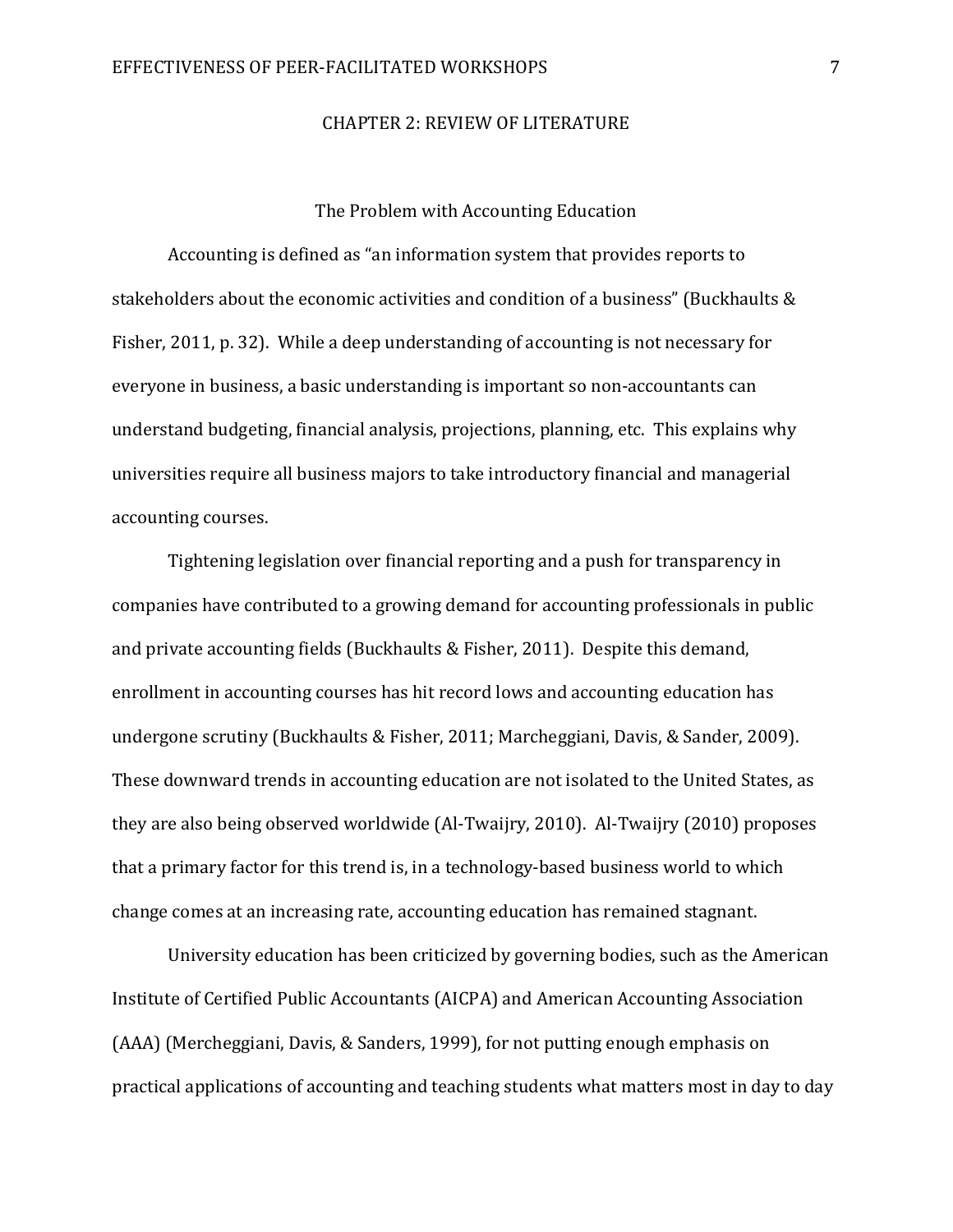# CHAPTER 2: REVIEW OF LITERATURE

## The Problem with Accounting Education

Accounting is defined as "an information system that provides reports to stakeholders about the economic activities and condition of a business" (Buckhaults & Fisher, 2011, p. 32). While a deep understanding of accounting is not necessary for everyone in business, a basic understanding is important so non-accountants can understand budgeting, financial analysis, projections, planning, etc. This explains why universities require all business majors to take introductory financial and managerial accounting courses.

Tightening legislation over financial reporting and a push for transparency in companies have contributed to a growing demand for accounting professionals in public and private accounting fields (Buckhaults & Fisher, 2011). Despite this demand, enrollment in accounting courses has hit record lows and accounting education has undergone scrutiny (Buckhaults & Fisher, 2011; Marcheggiani, Davis, & Sander, 2009). These downward trends in accounting education are not isolated to the United States, as they are also being observed worldwide (Al-Twaijry, 2010). Al-Twaijry (2010) proposes that a primary factor for this trend is, in a technology-based business world to which change comes at an increasing rate, accounting education has remained stagnant.

University education has been criticized by governing bodies, such as the American Institute of Certified Public Accountants (AICPA) and American Accounting Association (AAA) (Mercheggiani, Davis, & Sanders, 1999), for not putting enough emphasis on practical applications of accounting and teaching students what matters most in day to day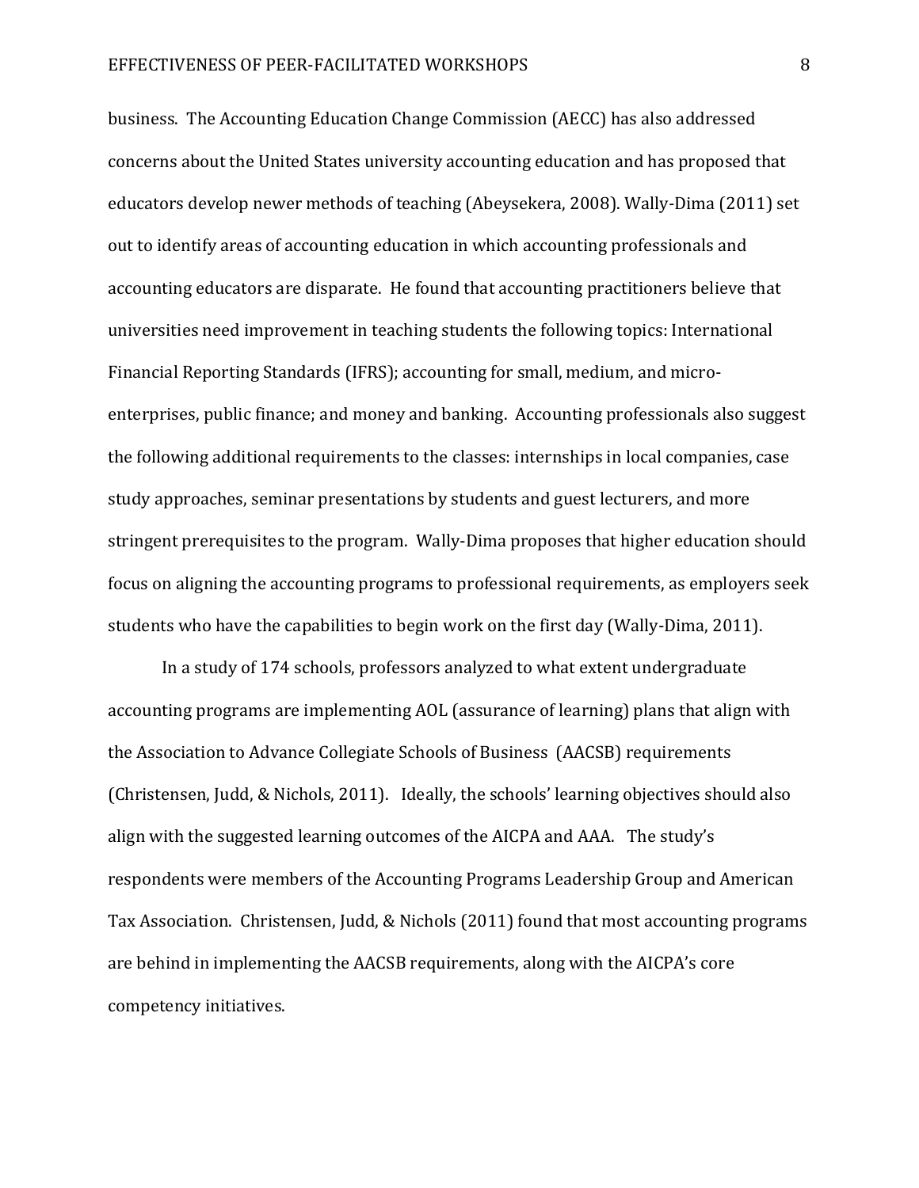business. The Accounting Education Change Commission (AECC) has also addressed concerns about the United States university accounting education and has proposed that educators develop newer methods of teaching (Abeysekera, 2008). Wally-Dima (2011) set out to identify areas of accounting education in which accounting professionals and accounting educators are disparate. He found that accounting practitioners believe that universities need improvement in teaching students the following topics: International Financial Reporting Standards (IFRS); accounting for small, medium, and micro-enterprises, public finance; and money and banking. Accounting professionals also suggest the following additional requirements to the classes: internships in local companies, case study approaches, seminar presentations by students and guest lecturers, and more stringent prerequisites to the program. Wally-Dima proposes that higher education should focus on aligning the accounting programs to professional requirements, as employers seek students who have the capabilities to begin work on the first day (Wally-Dima, 2011).

In a study of 174 schools, professors analyzed to what extent undergraduate accounting programs are implementing AOL (assurance of learning) plans that align with the Association to Advance Collegiate Schools of Business (AACSB) requirements (Christensen, Judd, & Nichols, 2011). Ideally, the schools' learning objectives should also align with the suggested learning outcomes of the AICPA and AAA. The study's respondents were members of the Accounting Programs Leadership Group and American Tax Association. Christensen, Judd, & Nichols (2011) found that most accounting programs are behind in implementing the AACSB requirements, along with the AICPA's core competency initiatives.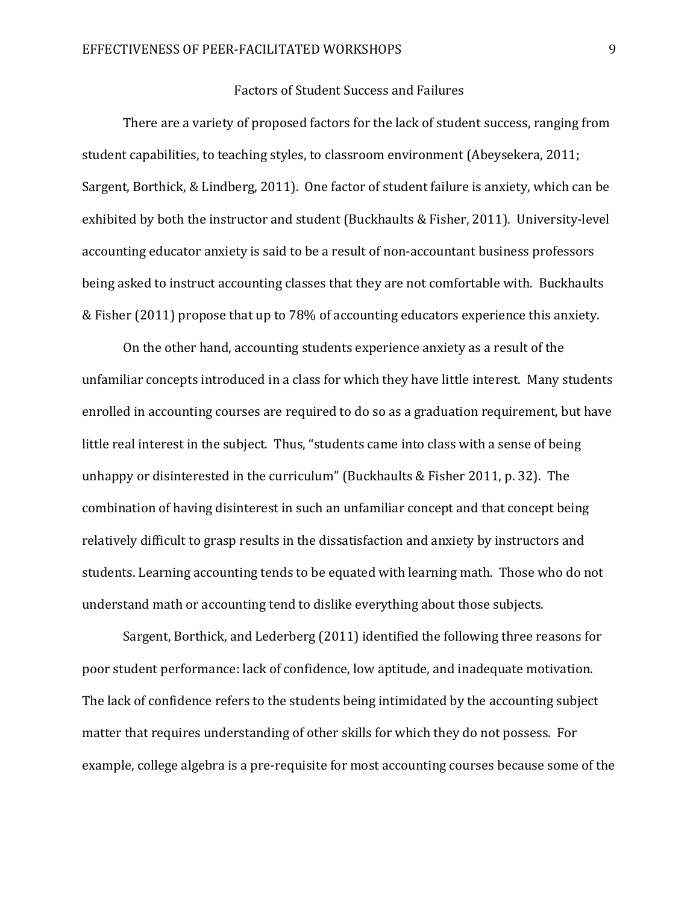## Factors of Student Success and Failures

There are a variety of proposed factors for the lack of student success, ranging from student capabilities, to teaching styles, to classroom environment (Abeysekera, 2011; Sargent, Borthick, & Lindberg, 2011). One factor of student failure is anxiety, which can be exhibited by both the instructor and student (Buckhaults & Fisher, 2011). University-level accounting educator anxiety is said to be a result of non-accountant business professors being asked to instruct accounting classes that they are not comfortable with. Buckhaults & Fisher (2011) propose that up to 78% of accounting educators experience this anxiety.

On the other hand, accounting students experience anxiety as a result of the unfamiliar concepts introduced in a class for which they have little interest. Many students enrolled in accounting courses are required to do so as a graduation requirement, but have little real interest in the subject. Thus, "students came into class with a sense of being unhappy or disinterested in the curriculum" (Buckhaults & Fisher 2011, p. 32). The combination of having disinterest in such an unfamiliar concept and that concept being relatively difficult to grasp results in the dissatisfaction and anxiety by instructors and students. Learning accounting tends to be equated with learning math. Those who do not understand math or accounting tend to dislike everything about those subjects.

Sargent, Borthick, and Lederberg (2011) identified the following three reasons for poor student performance: lack of confidence, low aptitude, and inadequate motivation. The lack of confidence refers to the students being intimidated by the accounting subject matter that requires understanding of other skills for which they do not possess. For example, college algebra is a pre-requisite for most accounting courses because some of the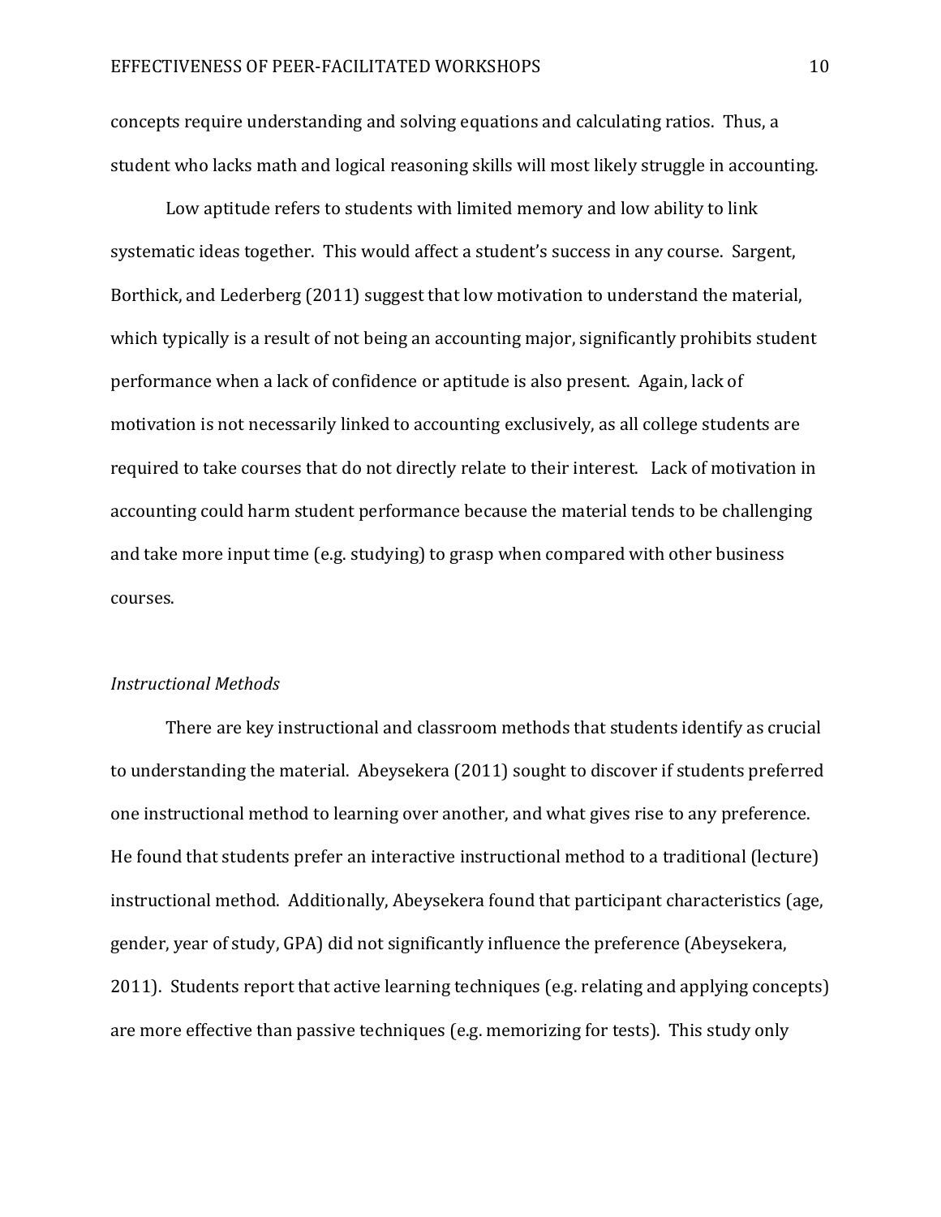concepts require understanding and solving equations and calculating ratios. Thus, a student who lacks math and logical reasoning skills will most likely struggle in accounting.

Low aptitude refers to students with limited memory and low ability to link systematic ideas together. This would affect a student's success in any course. Sargent, Borthick, and Lederberg (2011) suggest that low motivation to understand the material, which typically is a result of not being an accounting major, significantly prohibits student performance when a lack of confidence or aptitude is also present. Again, lack of motivation is not necessarily linked to accounting exclusively, as all college students are required to take courses that do not directly relate to their interest. Lack of motivation in accounting could harm student performance because the material tends to be challenging and take more input time (e.g. studying) to grasp when compared with other business courses.

*Instructional Methods*

There are key instructional and classroom methods that students identify as crucial to understanding the material. Abeysekera (2011) sought to discover if students preferred one instructional method to learning over another, and what gives rise to any preference. He found that students prefer an interactive instructional method to a traditional (lecture) instructional method. Additionally, Abeysekera found that participant characteristics (age, gender, year of study, GPA) did not significantly influence the preference (Abeysekera, 2011). Students report that active learning techniques (e.g. relating and applying concepts) are more effective than passive techniques (e.g. memorizing for tests). This study only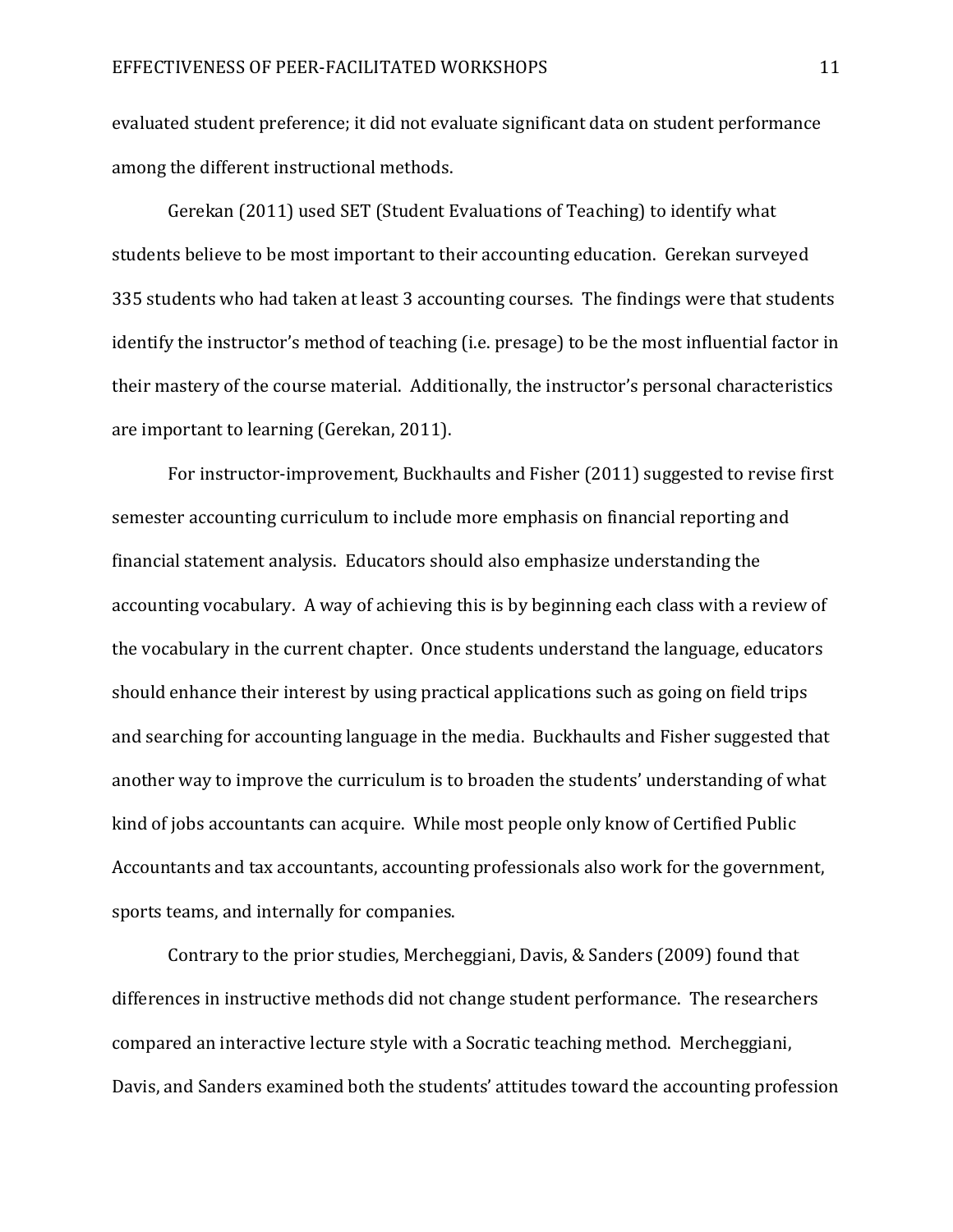evaluated student preference; it did not evaluate significant data on student performance among the different instructional methods.

Gerekan (2011) used SET (Student Evaluations of Teaching) to identify what students believe to be most important to their accounting education. Gerekan surveyed 335 students who had taken at least 3 accounting courses. The findings were that students identify the instructor's method of teaching (i.e. presage) to be the most influential factor in their mastery of the course material. Additionally, the instructor's personal characteristics are important to learning (Gerekan, 2011).

For instructor-improvement, Buckhaults and Fisher (2011) suggested to revise first semester accounting curriculum to include more emphasis on financial reporting and financial statement analysis. Educators should also emphasize understanding the accounting vocabulary. A way of achieving this is by beginning each class with a review of the vocabulary in the current chapter. Once students understand the language, educators should enhance their interest by using practical applications such as going on field trips and searching for accounting language in the media. Buckhaults and Fisher suggested that another way to improve the curriculum is to broaden the students' understanding of what kind of jobs accountants can acquire. While most people only know of Certified Public Accountants and tax accountants, accounting professionals also work for the government, sports teams, and internally for companies.

Contrary to the prior studies, Mercheggiani, Davis, & Sanders (2009) found that differences in instructive methods did not change student performance. The researchers compared an interactive lecture style with a Socratic teaching method. Mercheggiani, Davis, and Sanders examined both the students' attitudes toward the accounting profession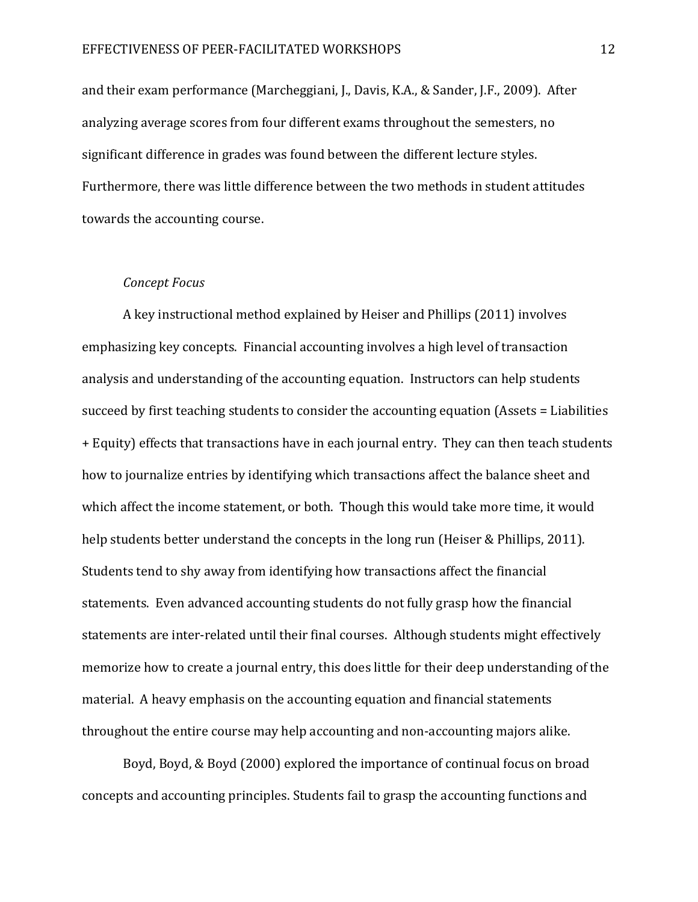and their exam performance (Marcheggiani, J., Davis, K.A., & Sander, J.F., 2009). After analyzing average scores from four different exams throughout the semesters, no significant difference in grades was found between the different lecture styles. Furthermore, there was little difference between the two methods in student attitudes towards the accounting course.

*Concept Focus*

A key instructional method explained by Heiser and Phillips (2011) involves emphasizing key concepts. Financial accounting involves a high level of transaction analysis and understanding of the accounting equation. Instructors can help students succeed by first teaching students to consider the accounting equation (Assets = Liabilities + Equity) effects that transactions have in each journal entry. They can then teach students how to journalize entries by identifying which transactions affect the balance sheet and which affect the income statement, or both. Though this would take more time, it would help students better understand the concepts in the long run (Heiser & Phillips, 2011). Students tend to shy away from identifying how transactions affect the financial statements. Even advanced accounting students do not fully grasp how the financial statements are inter-related until their final courses. Although students might effectively memorize how to create a journal entry, this does little for their deep understanding of the material. A heavy emphasis on the accounting equation and financial statements throughout the entire course may help accounting and non-accounting majors alike.

Boyd, Boyd, & Boyd (2000) explored the importance of continual focus on broad concepts and accounting principles. Students fail to grasp the accounting functions and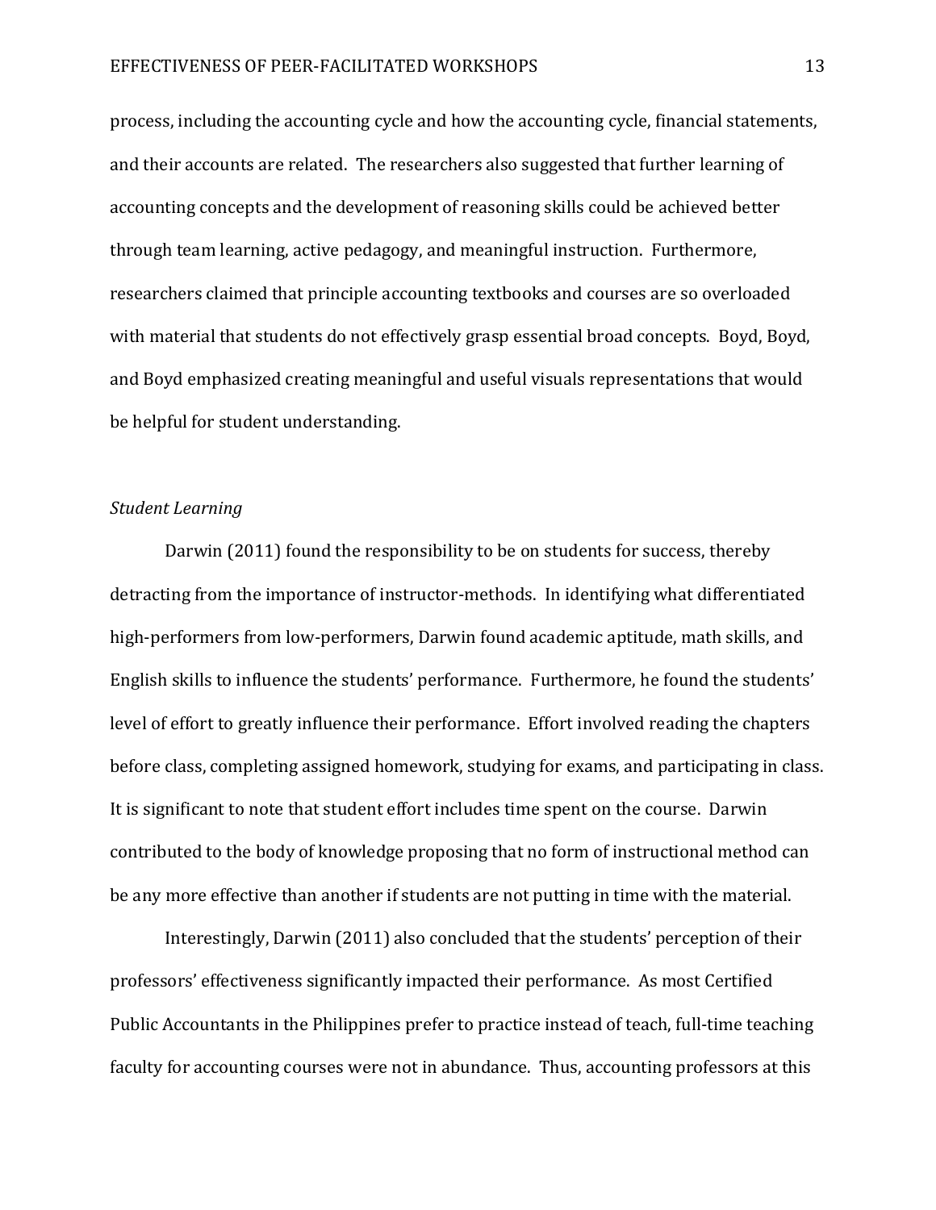process, including the accounting cycle and how the accounting cycle, financial statements, and their accounts are related. The researchers also suggested that further learning of accounting concepts and the development of reasoning skills could be achieved better through team learning, active pedagogy, and meaningful instruction. Furthermore, researchers claimed that principle accounting textbooks and courses are so overloaded with material that students do not effectively grasp essential broad concepts. Boyd, Boyd, and Boyd emphasized creating meaningful and useful visuals representations that would be helpful for student understanding.

*Student Learning*

Darwin (2011) found the responsibility to be on students for success, thereby detracting from the importance of instructor-methods. In identifying what differentiated high-performers from low-performers, Darwin found academic aptitude, math skills, and English skills to influence the students' performance. Furthermore, he found the students' level of effort to greatly influence their performance. Effort involved reading the chapters before class, completing assigned homework, studying for exams, and participating in class. It is significant to note that student effort includes time spent on the course. Darwin contributed to the body of knowledge proposing that no form of instructional method can be any more effective than another if students are not putting in time with the material.

Interestingly, Darwin (2011) also concluded that the students' perception of their professors' effectiveness significantly impacted their performance. As most Certified Public Accountants in the Philippines prefer to practice instead of teach, full-time teaching faculty for accounting courses were not in abundance. Thus, accounting professors at this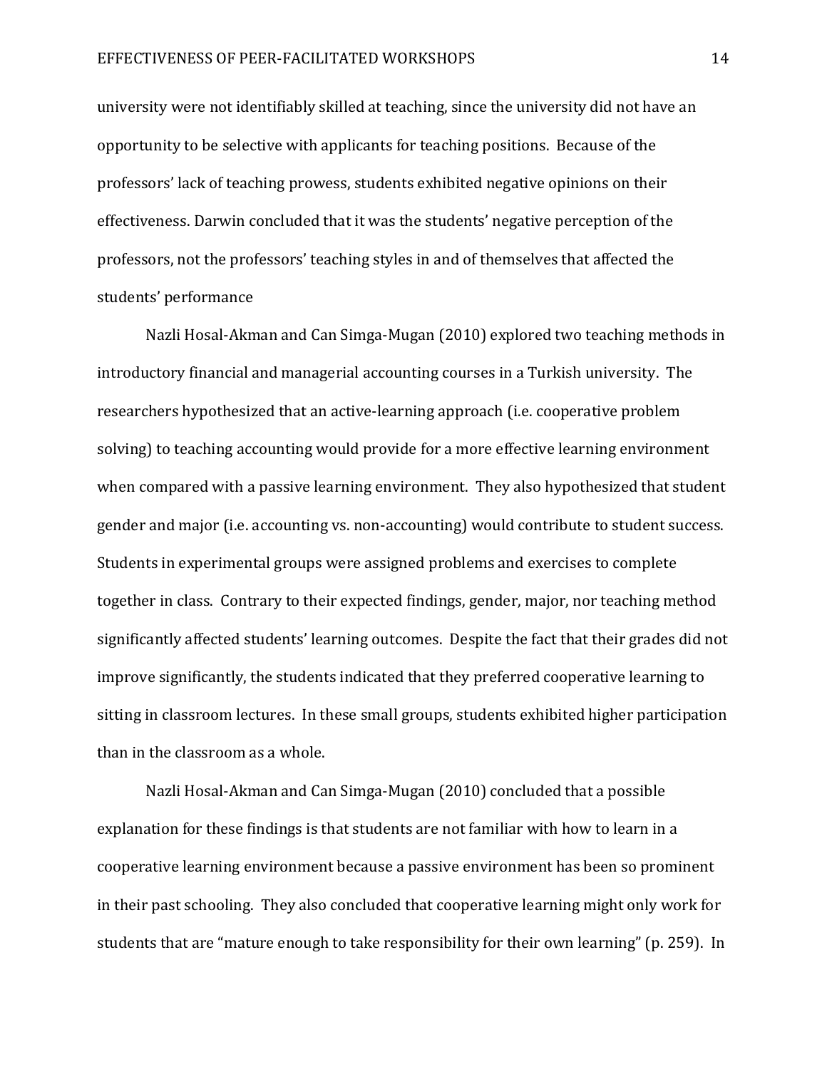university were not identifiably skilled at teaching, since the university did not have an opportunity to be selective with applicants for teaching positions. Because of the professors' lack of teaching prowess, students exhibited negative opinions on their effectiveness. Darwin concluded that it was the students' negative perception of the professors, not the professors' teaching styles in and of themselves that affected the students' performance

Nazli Hosal-Akman and Can Simga-Mugan (2010) explored two teaching methods in introductory financial and managerial accounting courses in a Turkish university. The researchers hypothesized that an active-learning approach (i.e. cooperative problem solving) to teaching accounting would provide for a more effective learning environment when compared with a passive learning environment. They also hypothesized that student gender and major (i.e. accounting vs. non-accounting) would contribute to student success. Students in experimental groups were assigned problems and exercises to complete together in class. Contrary to their expected findings, gender, major, nor teaching method significantly affected students' learning outcomes. Despite the fact that their grades did not improve significantly, the students indicated that they preferred cooperative learning to sitting in classroom lectures. In these small groups, students exhibited higher participation than in the classroom as a whole.

Nazli Hosal-Akman and Can Simga-Mugan (2010) concluded that a possible explanation for these findings is that students are not familiar with how to learn in a cooperative learning environment because a passive environment has been so prominent in their past schooling. They also concluded that cooperative learning might only work for students that are "mature enough to take responsibility for their own learning" (p. 259). In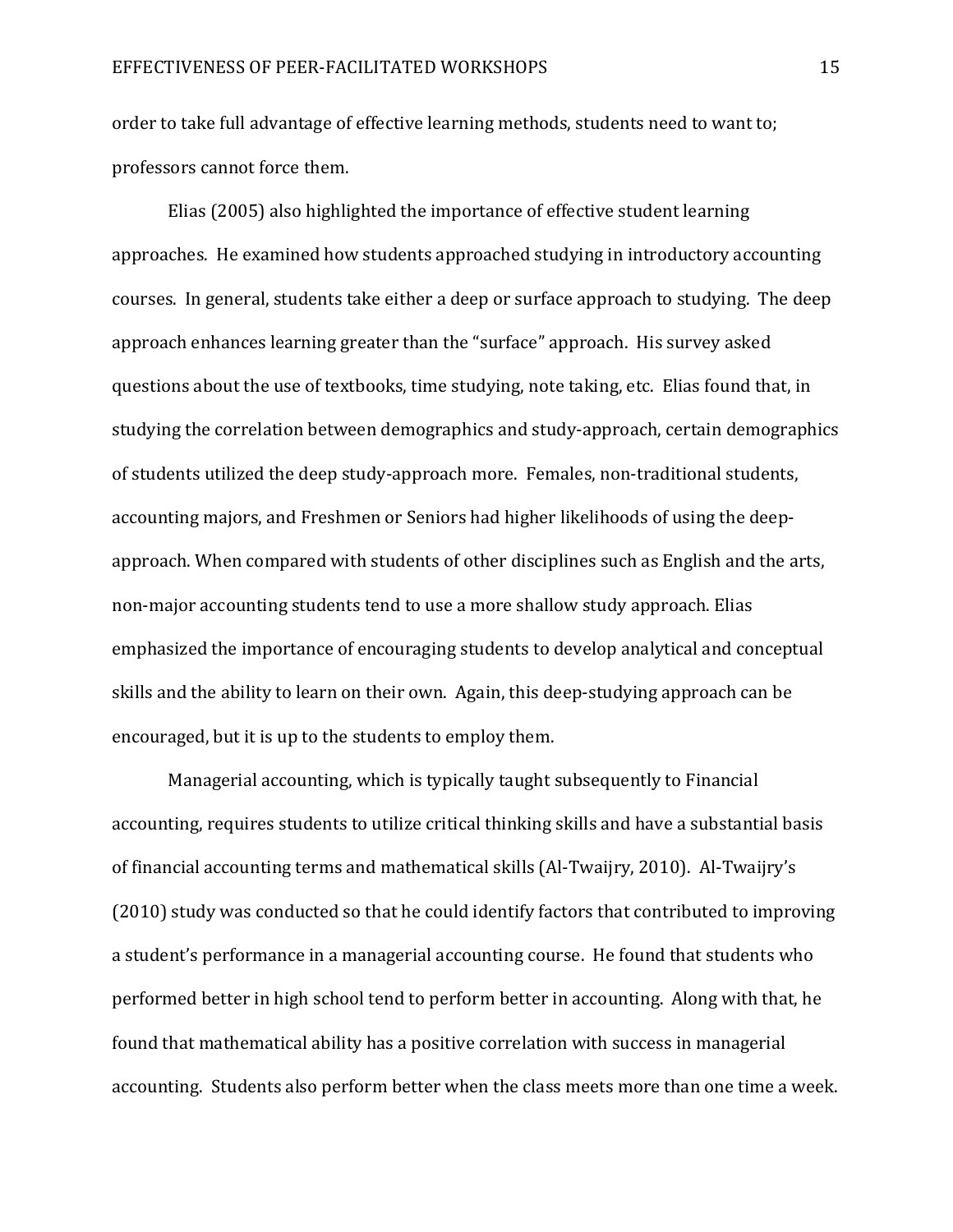order to take full advantage of effective learning methods, students need to want to; professors cannot force them.

Elias (2005) also highlighted the importance of effective student learning approaches. He examined how students approached studying in introductory accounting courses. In general, students take either a deep or surface approach to studying. The deep approach enhances learning greater than the "surface" approach. His survey asked questions about the use of textbooks, time studying, note taking, etc. Elias found that, in studying the correlation between demographics and study-approach, certain demographics of students utilized the deep study-approach more. Females, non-traditional students, accounting majors, and Freshmen or Seniors had higher likelihoods of using the deep-approach. When compared with students of other disciplines such as English and the arts, non-major accounting students tend to use a more shallow study approach. Elias emphasized the importance of encouraging students to develop analytical and conceptual skills and the ability to learn on their own. Again, this deep-studying approach can be encouraged, but it is up to the students to employ them.

Managerial accounting, which is typically taught subsequently to Financial accounting, requires students to utilize critical thinking skills and have a substantial basis of financial accounting terms and mathematical skills (Al-Twaijry, 2010). Al-Twaijry's (2010) study was conducted so that he could identify factors that contributed to improving a student's performance in a managerial accounting course. He found that students who performed better in high school tend to perform better in accounting. Along with that, he found that mathematical ability has a positive correlation with success in managerial accounting. Students also perform better when the class meets more than one time a week.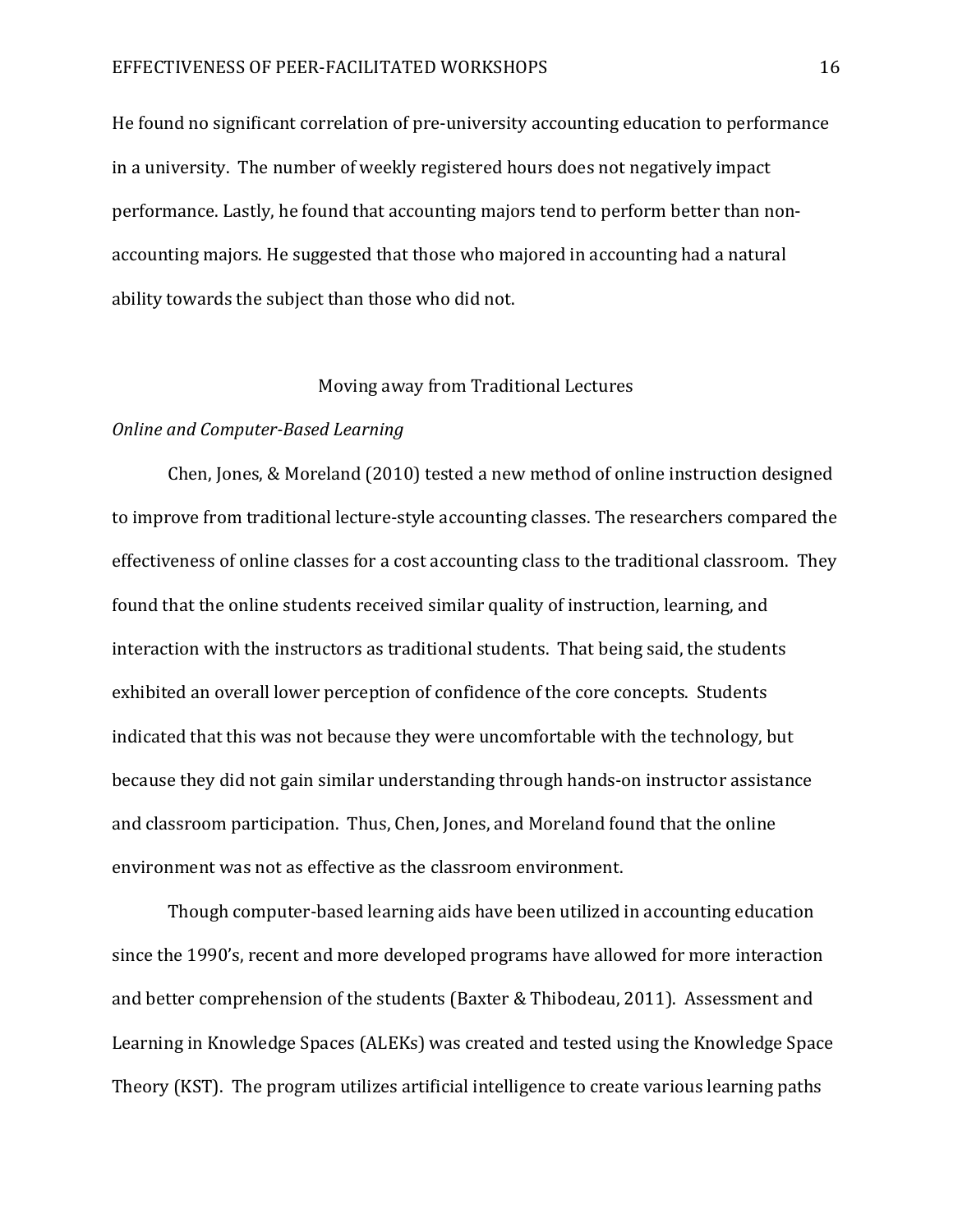He found no significant correlation of pre-university accounting education to performance in a university. The number of weekly registered hours does not negatively impact performance. Lastly, he found that accounting majors tend to perform better than non-accounting majors. He suggested that those who majored in accounting had a natural ability towards the subject than those who did not.

## Moving away from Traditional Lectures

### *Online and Computer-Based Learning*

Chen, Jones, & Moreland (2010) tested a new method of online instruction designed to improve from traditional lecture-style accounting classes. The researchers compared the effectiveness of online classes for a cost accounting class to the traditional classroom. They found that the online students received similar quality of instruction, learning, and interaction with the instructors as traditional students. That being said, the students exhibited an overall lower perception of confidence of the core concepts. Students indicated that this was not because they were uncomfortable with the technology, but because they did not gain similar understanding through hands-on instructor assistance and classroom participation. Thus, Chen, Jones, and Moreland found that the online environment was not as effective as the classroom environment.

Though computer-based learning aids have been utilized in accounting education since the 1990's, recent and more developed programs have allowed for more interaction and better comprehension of the students (Baxter & Thibodeau, 2011). Assessment and Learning in Knowledge Spaces (ALEKs) was created and tested using the Knowledge Space Theory (KST). The program utilizes artificial intelligence to create various learning paths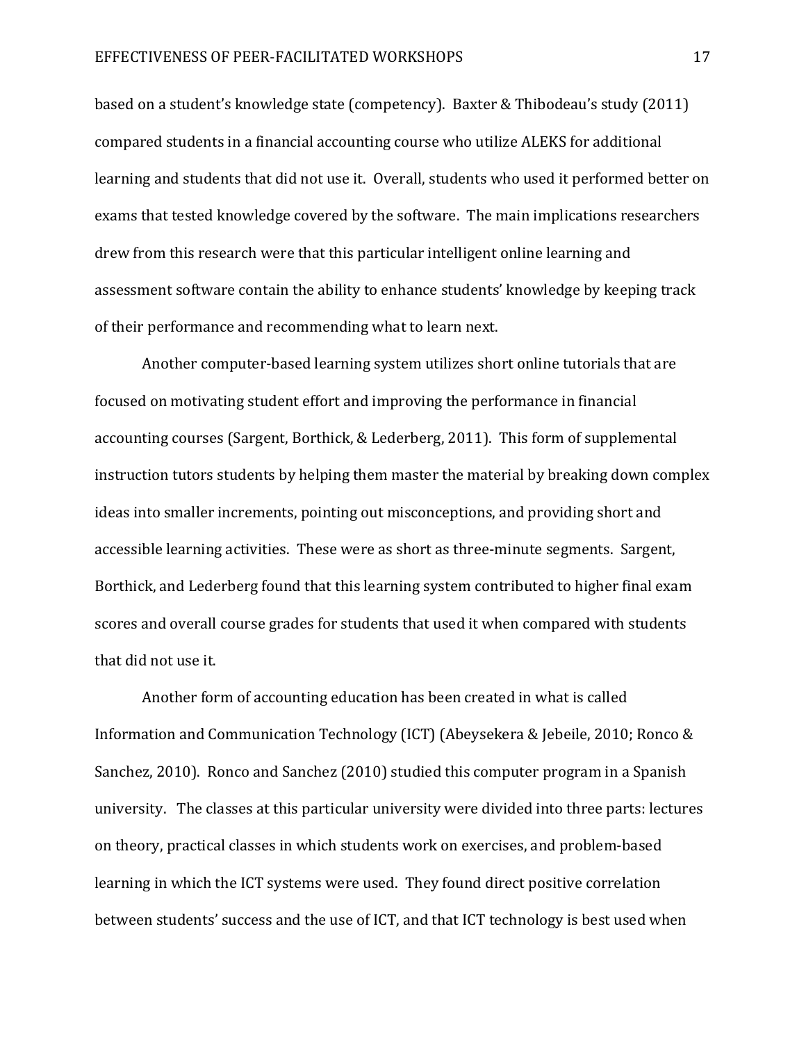based on a student's knowledge state (competency). Baxter & Thibodeau's study (2011) compared students in a financial accounting course who utilize ALEKS for additional learning and students that did not use it. Overall, students who used it performed better on exams that tested knowledge covered by the software. The main implications researchers drew from this research were that this particular intelligent online learning and assessment software contain the ability to enhance students' knowledge by keeping track of their performance and recommending what to learn next.

Another computer-based learning system utilizes short online tutorials that are focused on motivating student effort and improving the performance in financial accounting courses (Sargent, Borthick, & Lederberg, 2011). This form of supplemental instruction tutors students by helping them master the material by breaking down complex ideas into smaller increments, pointing out misconceptions, and providing short and accessible learning activities. These were as short as three-minute segments. Sargent, Borthick, and Lederberg found that this learning system contributed to higher final exam scores and overall course grades for students that used it when compared with students that did not use it.

Another form of accounting education has been created in what is called Information and Communication Technology (ICT) (Abeysekera & Jebeile, 2010; Ronco & Sanchez, 2010). Ronco and Sanchez (2010) studied this computer program in a Spanish university. The classes at this particular university were divided into three parts: lectures on theory, practical classes in which students work on exercises, and problem-based learning in which the ICT systems were used. They found direct positive correlation between students' success and the use of ICT, and that ICT technology is best used when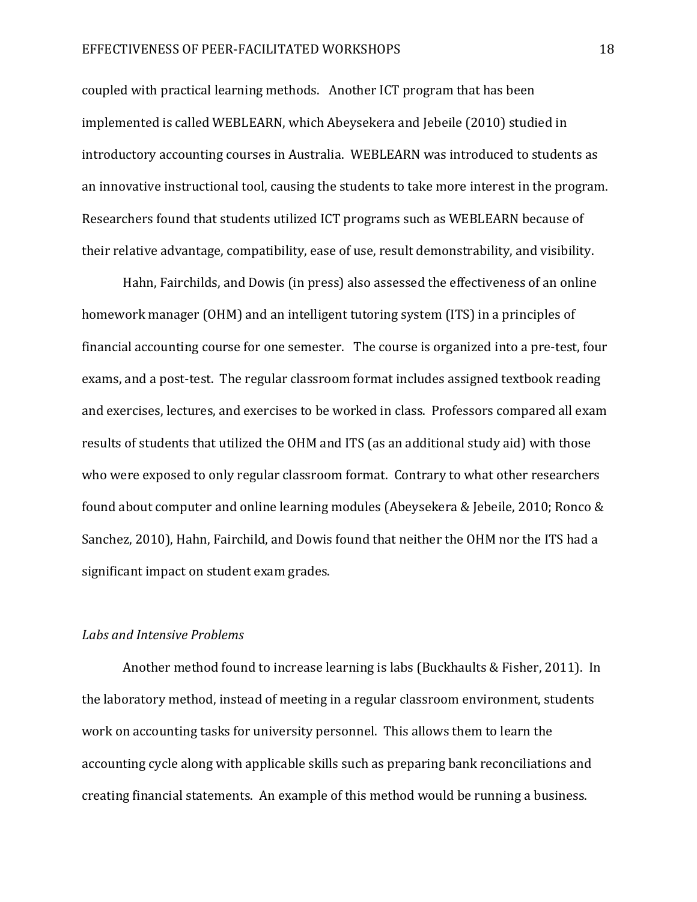coupled with practical learning methods. Another ICT program that has been implemented is called WEBLEARN, which Abeysekera and Jebeile (2010) studied in introductory accounting courses in Australia. WEBLEARN was introduced to students as an innovative instructional tool, causing the students to take more interest in the program. Researchers found that students utilized ICT programs such as WEBLEARN because of their relative advantage, compatibility, ease of use, result demonstrability, and visibility.

Hahn, Fairchilds, and Dowis (in press) also assessed the effectiveness of an online homework manager (OHM) and an intelligent tutoring system (ITS) in a principles of financial accounting course for one semester. The course is organized into a pre-test, four exams, and a post-test. The regular classroom format includes assigned textbook reading and exercises, lectures, and exercises to be worked in class. Professors compared all exam results of students that utilized the OHM and ITS (as an additional study aid) with those who were exposed to only regular classroom format. Contrary to what other researchers found about computer and online learning modules (Abeysekera & Jebeile, 2010; Ronco & Sanchez, 2010), Hahn, Fairchild, and Dowis found that neither the OHM nor the ITS had a significant impact on student exam grades.

*Labs and Intensive Problems*

Another method found to increase learning is labs (Buckhaults & Fisher, 2011). In the laboratory method, instead of meeting in a regular classroom environment, students work on accounting tasks for university personnel. This allows them to learn the accounting cycle along with applicable skills such as preparing bank reconciliations and creating financial statements. An example of this method would be running a business.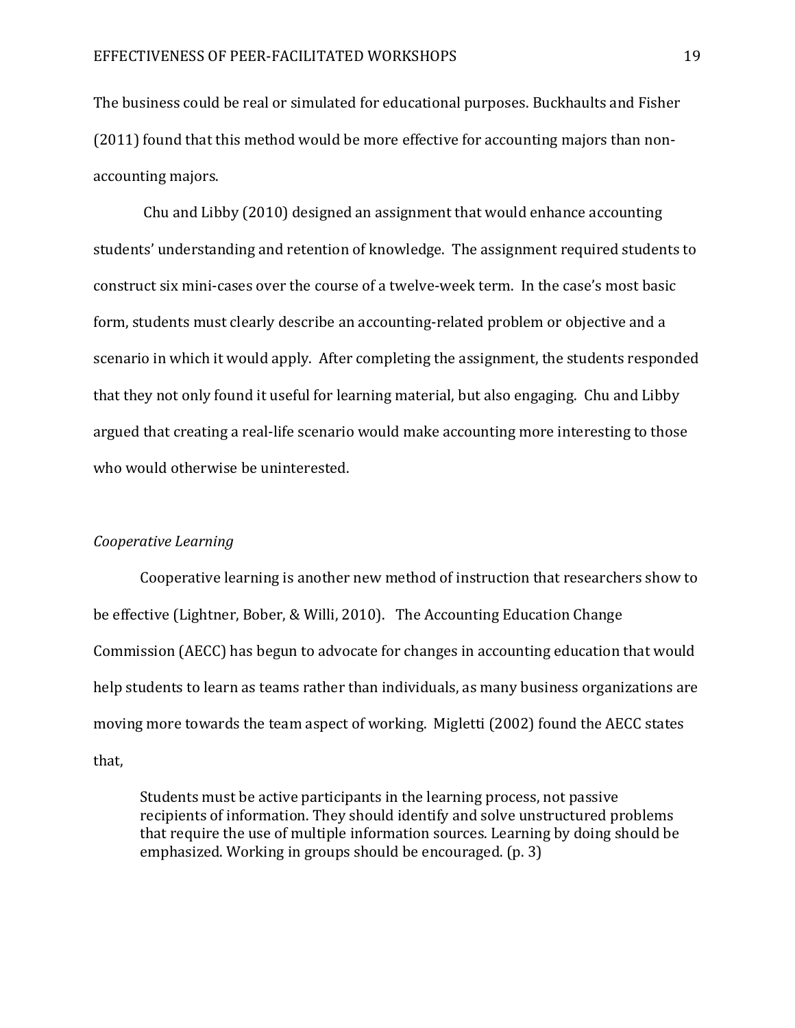The business could be real or simulated for educational purposes. Buckhaults and Fisher (2011) found that this method would be more effective for accounting majors than non-accounting majors.

Chu and Libby (2010) designed an assignment that would enhance accounting students' understanding and retention of knowledge. The assignment required students to construct six mini-cases over the course of a twelve-week term. In the case's most basic form, students must clearly describe an accounting-related problem or objective and a scenario in which it would apply. After completing the assignment, the students responded that they not only found it useful for learning material, but also engaging. Chu and Libby argued that creating a real-life scenario would make accounting more interesting to those who would otherwise be uninterested.

*Cooperative Learning*

Cooperative learning is another new method of instruction that researchers show to be effective (Lightner, Bober, & Willi, 2010). The Accounting Education Change Commission (AECC) has begun to advocate for changes in accounting education that would help students to learn as teams rather than individuals, as many business organizations are moving more towards the team aspect of working. Migletti (2002) found the AECC states that,

> Students must be active participants in the learning process, not passive recipients of information. They should identify and solve unstructured problems that require the use of multiple information sources. Learning by doing should be emphasized. Working in groups should be encouraged. (p. 3)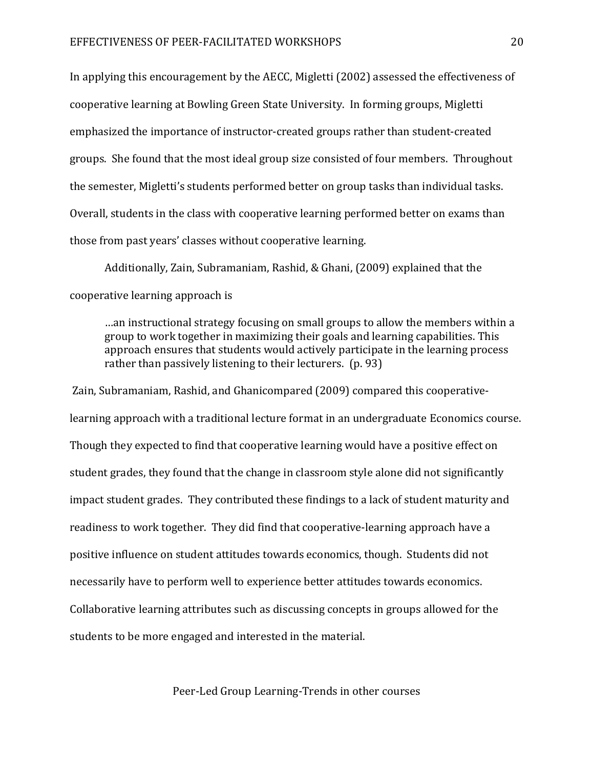In applying this encouragement by the AECC, Migletti (2002) assessed the effectiveness of cooperative learning at Bowling Green State University. In forming groups, Migletti emphasized the importance of instructor-created groups rather than student-created groups. She found that the most ideal group size consisted of four members. Throughout the semester, Migletti's students performed better on group tasks than individual tasks. Overall, students in the class with cooperative learning performed better on exams than those from past years' classes without cooperative learning.

Additionally, Zain, Subramaniam, Rashid, & Ghani, (2009) explained that the cooperative learning approach is

> …an instructional strategy focusing on small groups to allow the members within a group to work together in maximizing their goals and learning capabilities. This approach ensures that students would actively participate in the learning process rather than passively listening to their lecturers. (p. 93)

Zain, Subramaniam, Rashid, and Ghanicompared (2009) compared this cooperative-learning approach with a traditional lecture format in an undergraduate Economics course. Though they expected to find that cooperative learning would have a positive effect on student grades, they found that the change in classroom style alone did not significantly impact student grades. They contributed these findings to a lack of student maturity and readiness to work together. They did find that cooperative-learning approach have a positive influence on student attitudes towards economics, though. Students did not necessarily have to perform well to experience better attitudes towards economics. Collaborative learning attributes such as discussing concepts in groups allowed for the students to be more engaged and interested in the material.

## Peer-Led Group Learning-Trends in other courses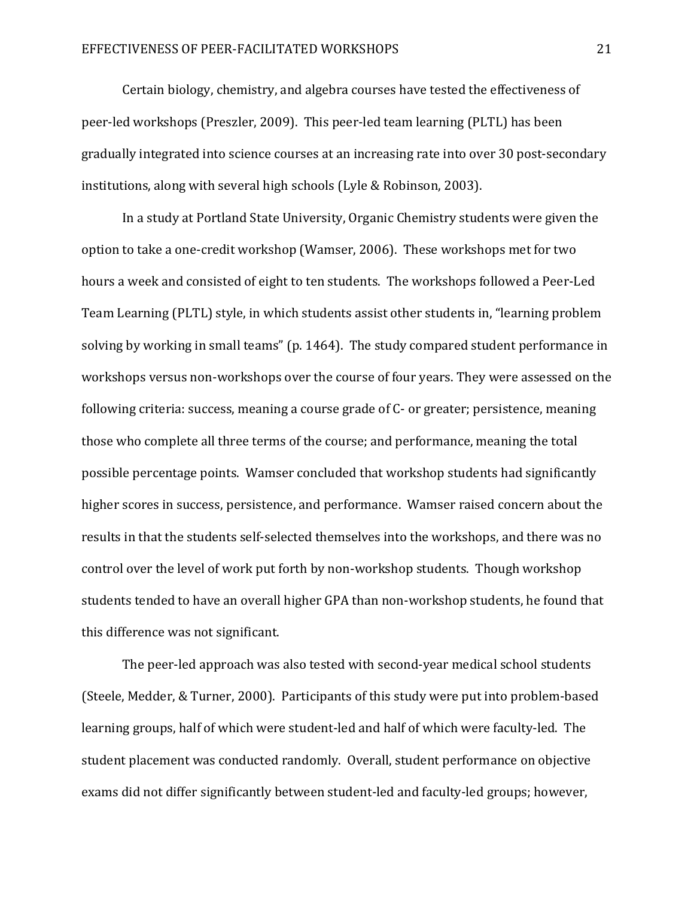Certain biology, chemistry, and algebra courses have tested the effectiveness of peer-led workshops (Preszler, 2009). This peer-led team learning (PLTL) has been gradually integrated into science courses at an increasing rate into over 30 post-secondary institutions, along with several high schools (Lyle & Robinson, 2003).

In a study at Portland State University, Organic Chemistry students were given the option to take a one-credit workshop (Wamser, 2006). These workshops met for two hours a week and consisted of eight to ten students. The workshops followed a Peer-Led Team Learning (PLTL) style, in which students assist other students in, "learning problem solving by working in small teams" (p. 1464). The study compared student performance in workshops versus non-workshops over the course of four years. They were assessed on the following criteria: success, meaning a course grade of C- or greater; persistence, meaning those who complete all three terms of the course; and performance, meaning the total possible percentage points. Wamser concluded that workshop students had significantly higher scores in success, persistence, and performance. Wamser raised concern about the results in that the students self-selected themselves into the workshops, and there was no control over the level of work put forth by non-workshop students. Though workshop students tended to have an overall higher GPA than non-workshop students, he found that this difference was not significant.

The peer-led approach was also tested with second-year medical school students (Steele, Medder, & Turner, 2000). Participants of this study were put into problem-based learning groups, half of which were student-led and half of which were faculty-led. The student placement was conducted randomly. Overall, student performance on objective exams did not differ significantly between student-led and faculty-led groups; however,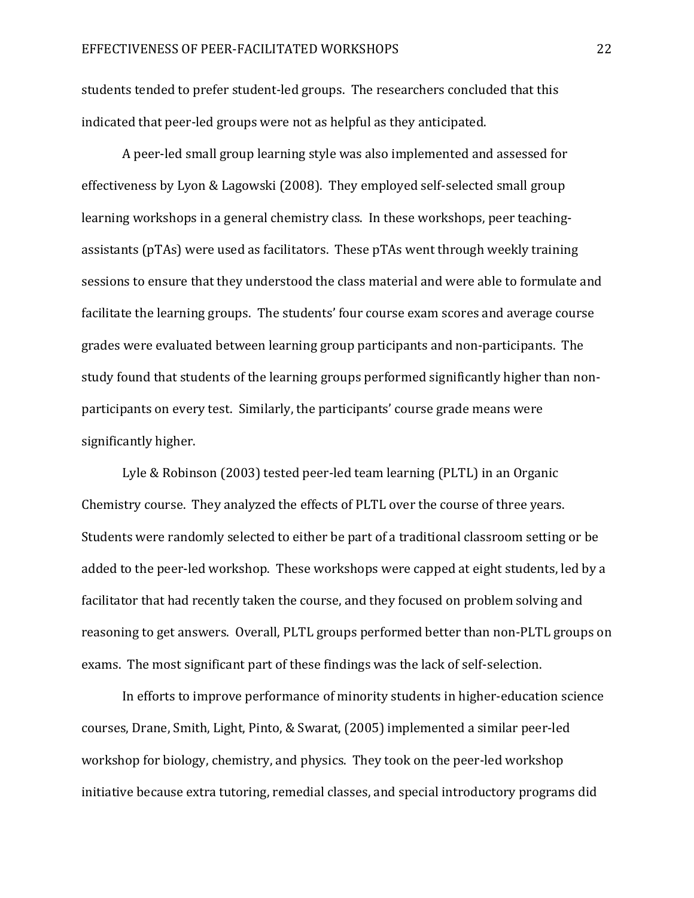students tended to prefer student-led groups. The researchers concluded that this indicated that peer-led groups were not as helpful as they anticipated.

A peer-led small group learning style was also implemented and assessed for effectiveness by Lyon & Lagowski (2008). They employed self-selected small group learning workshops in a general chemistry class. In these workshops, peer teaching-assistants (pTAs) were used as facilitators. These pTAs went through weekly training sessions to ensure that they understood the class material and were able to formulate and facilitate the learning groups. The students' four course exam scores and average course grades were evaluated between learning group participants and non-participants. The study found that students of the learning groups performed significantly higher than non-participants on every test. Similarly, the participants' course grade means were significantly higher.

Lyle & Robinson (2003) tested peer-led team learning (PLTL) in an Organic Chemistry course. They analyzed the effects of PLTL over the course of three years. Students were randomly selected to either be part of a traditional classroom setting or be added to the peer-led workshop. These workshops were capped at eight students, led by a facilitator that had recently taken the course, and they focused on problem solving and reasoning to get answers. Overall, PLTL groups performed better than non-PLTL groups on exams. The most significant part of these findings was the lack of self-selection.

In efforts to improve performance of minority students in higher-education science courses, Drane, Smith, Light, Pinto, & Swarat, (2005) implemented a similar peer-led workshop for biology, chemistry, and physics. They took on the peer-led workshop initiative because extra tutoring, remedial classes, and special introductory programs did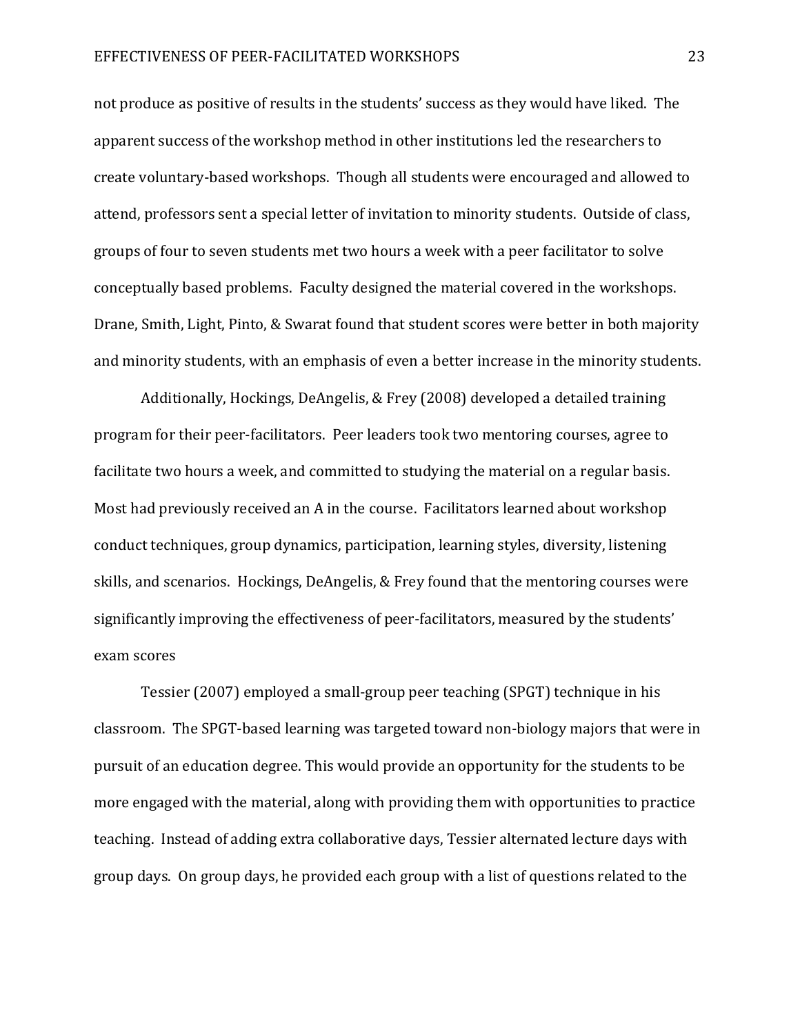not produce as positive of results in the students' success as they would have liked. The apparent success of the workshop method in other institutions led the researchers to create voluntary-based workshops. Though all students were encouraged and allowed to attend, professors sent a special letter of invitation to minority students. Outside of class, groups of four to seven students met two hours a week with a peer facilitator to solve conceptually based problems. Faculty designed the material covered in the workshops. Drane, Smith, Light, Pinto, & Swarat found that student scores were better in both majority and minority students, with an emphasis of even a better increase in the minority students.

Additionally, Hockings, DeAngelis, & Frey (2008) developed a detailed training program for their peer-facilitators. Peer leaders took two mentoring courses, agree to facilitate two hours a week, and committed to studying the material on a regular basis. Most had previously received an A in the course. Facilitators learned about workshop conduct techniques, group dynamics, participation, learning styles, diversity, listening skills, and scenarios. Hockings, DeAngelis, & Frey found that the mentoring courses were significantly improving the effectiveness of peer-facilitators, measured by the students' exam scores

Tessier (2007) employed a small-group peer teaching (SPGT) technique in his classroom. The SPGT-based learning was targeted toward non-biology majors that were in pursuit of an education degree. This would provide an opportunity for the students to be more engaged with the material, along with providing them with opportunities to practice teaching. Instead of adding extra collaborative days, Tessier alternated lecture days with group days. On group days, he provided each group with a list of questions related to the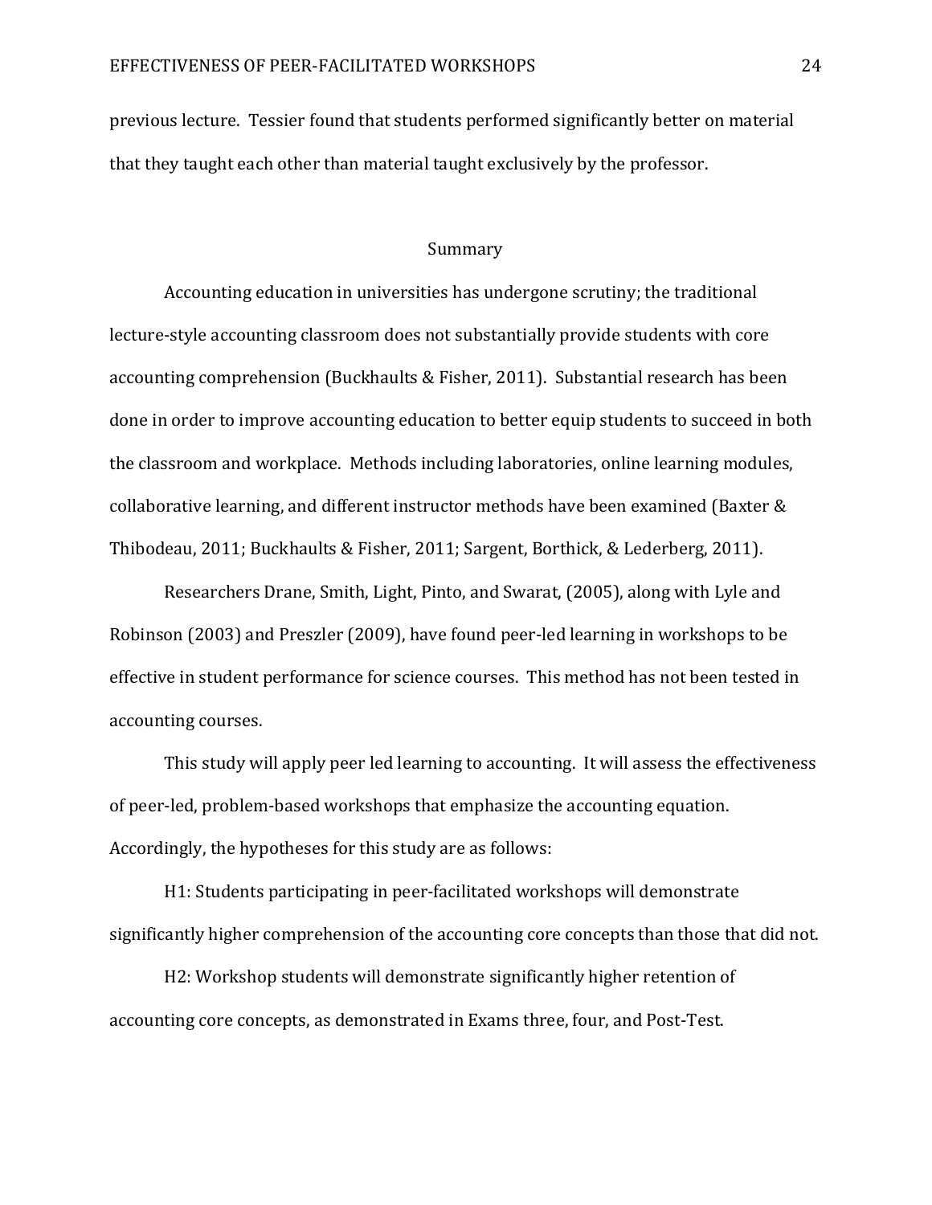previous lecture. Tessier found that students performed significantly better on material that they taught each other than material taught exclusively by the professor.

## Summary

Accounting education in universities has undergone scrutiny; the traditional lecture-style accounting classroom does not substantially provide students with core accounting comprehension (Buckhaults & Fisher, 2011). Substantial research has been done in order to improve accounting education to better equip students to succeed in both the classroom and workplace. Methods including laboratories, online learning modules, collaborative learning, and different instructor methods have been examined (Baxter & Thibodeau, 2011; Buckhaults & Fisher, 2011; Sargent, Borthick, & Lederberg, 2011).

Researchers Drane, Smith, Light, Pinto, and Swarat, (2005), along with Lyle and Robinson (2003) and Preszler (2009), have found peer-led learning in workshops to be effective in student performance for science courses. This method has not been tested in accounting courses.

This study will apply peer led learning to accounting. It will assess the effectiveness of peer-led, problem-based workshops that emphasize the accounting equation. Accordingly, the hypotheses for this study are as follows:

H1: Students participating in peer-facilitated workshops will demonstrate significantly higher comprehension of the accounting core concepts than those that did not.

H2: Workshop students will demonstrate significantly higher retention of accounting core concepts, as demonstrated in Exams three, four, and Post-Test.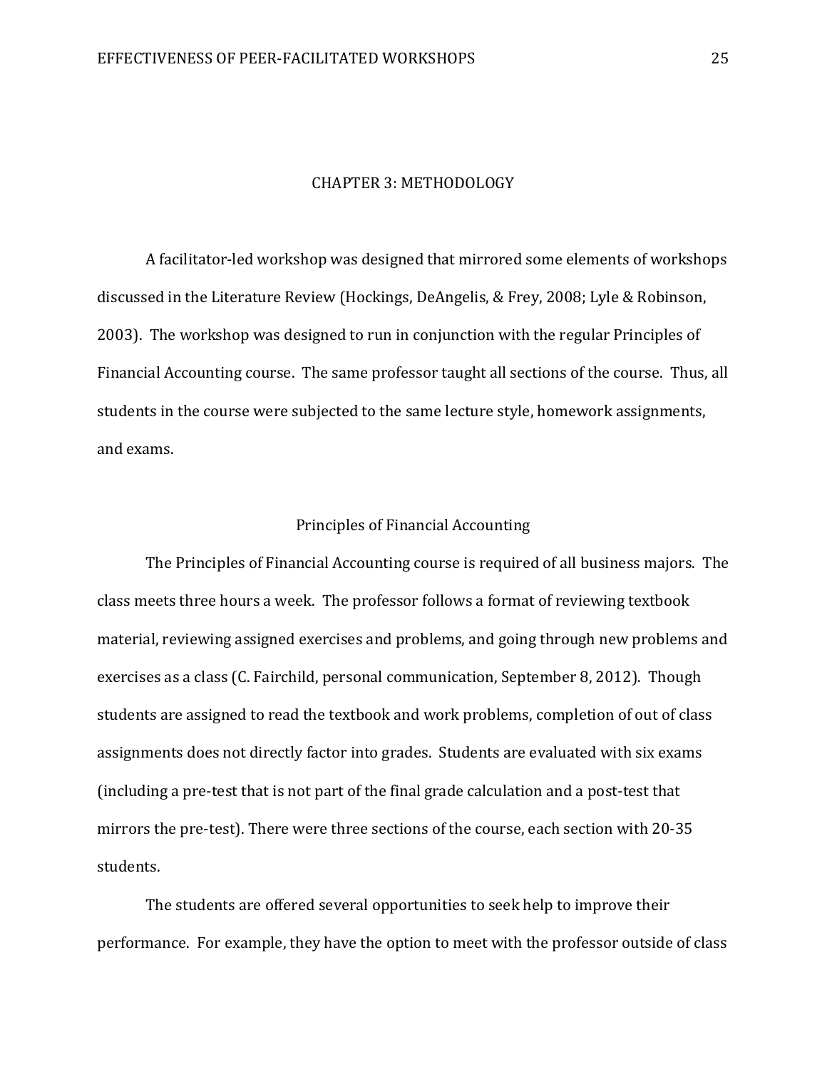# CHAPTER 3: METHODOLOGY

A facilitator-led workshop was designed that mirrored some elements of workshops discussed in the Literature Review (Hockings, DeAngelis, & Frey, 2008; Lyle & Robinson, 2003). The workshop was designed to run in conjunction with the regular Principles of Financial Accounting course. The same professor taught all sections of the course. Thus, all students in the course were subjected to the same lecture style, homework assignments, and exams.

## Principles of Financial Accounting

The Principles of Financial Accounting course is required of all business majors. The class meets three hours a week. The professor follows a format of reviewing textbook material, reviewing assigned exercises and problems, and going through new problems and exercises as a class (C. Fairchild, personal communication, September 8, 2012). Though students are assigned to read the textbook and work problems, completion of out of class assignments does not directly factor into grades. Students are evaluated with six exams (including a pre-test that is not part of the final grade calculation and a post-test that mirrors the pre-test). There were three sections of the course, each section with 20-35 students.

The students are offered several opportunities to seek help to improve their performance. For example, they have the option to meet with the professor outside of class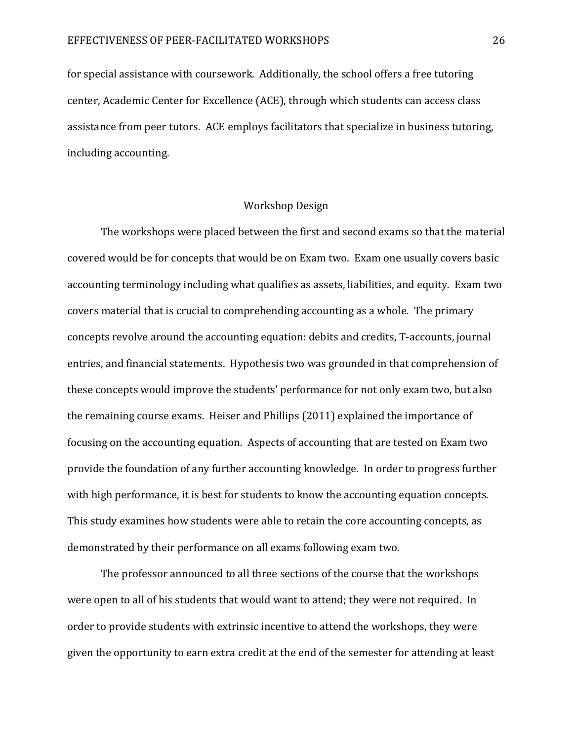for special assistance with coursework. Additionally, the school offers a free tutoring center, Academic Center for Excellence (ACE), through which students can access class assistance from peer tutors. ACE employs facilitators that specialize in business tutoring, including accounting.

## Workshop Design

The workshops were placed between the first and second exams so that the material covered would be for concepts that would be on Exam two. Exam one usually covers basic accounting terminology including what qualifies as assets, liabilities, and equity. Exam two covers material that is crucial to comprehending accounting as a whole. The primary concepts revolve around the accounting equation: debits and credits, T-accounts, journal entries, and financial statements. Hypothesis two was grounded in that comprehension of these concepts would improve the students' performance for not only exam two, but also the remaining course exams. Heiser and Phillips (2011) explained the importance of focusing on the accounting equation. Aspects of accounting that are tested on Exam two provide the foundation of any further accounting knowledge. In order to progress further with high performance, it is best for students to know the accounting equation concepts. This study examines how students were able to retain the core accounting concepts, as demonstrated by their performance on all exams following exam two.

The professor announced to all three sections of the course that the workshops were open to all of his students that would want to attend; they were not required. In order to provide students with extrinsic incentive to attend the workshops, they were given the opportunity to earn extra credit at the end of the semester for attending at least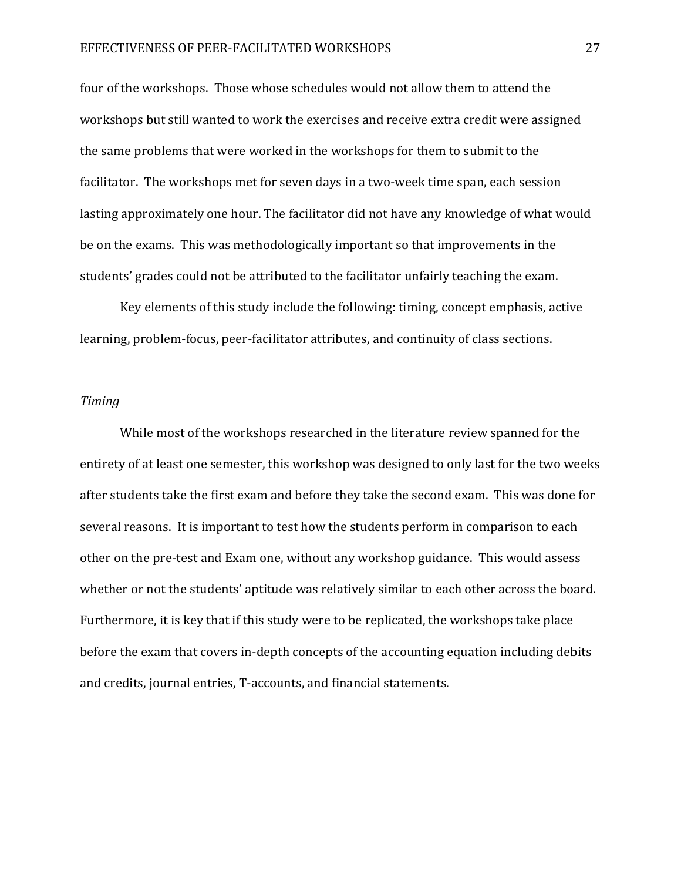four of the workshops. Those whose schedules would not allow them to attend the workshops but still wanted to work the exercises and receive extra credit were assigned the same problems that were worked in the workshops for them to submit to the facilitator. The workshops met for seven days in a two-week time span, each session lasting approximately one hour. The facilitator did not have any knowledge of what would be on the exams. This was methodologically important so that improvements in the students' grades could not be attributed to the facilitator unfairly teaching the exam.

Key elements of this study include the following: timing, concept emphasis, active learning, problem-focus, peer-facilitator attributes, and continuity of class sections.

*Timing*

While most of the workshops researched in the literature review spanned for the entirety of at least one semester, this workshop was designed to only last for the two weeks after students take the first exam and before they take the second exam. This was done for several reasons. It is important to test how the students perform in comparison to each other on the pre-test and Exam one, without any workshop guidance. This would assess whether or not the students' aptitude was relatively similar to each other across the board. Furthermore, it is key that if this study were to be replicated, the workshops take place before the exam that covers in-depth concepts of the accounting equation including debits and credits, journal entries, T-accounts, and financial statements.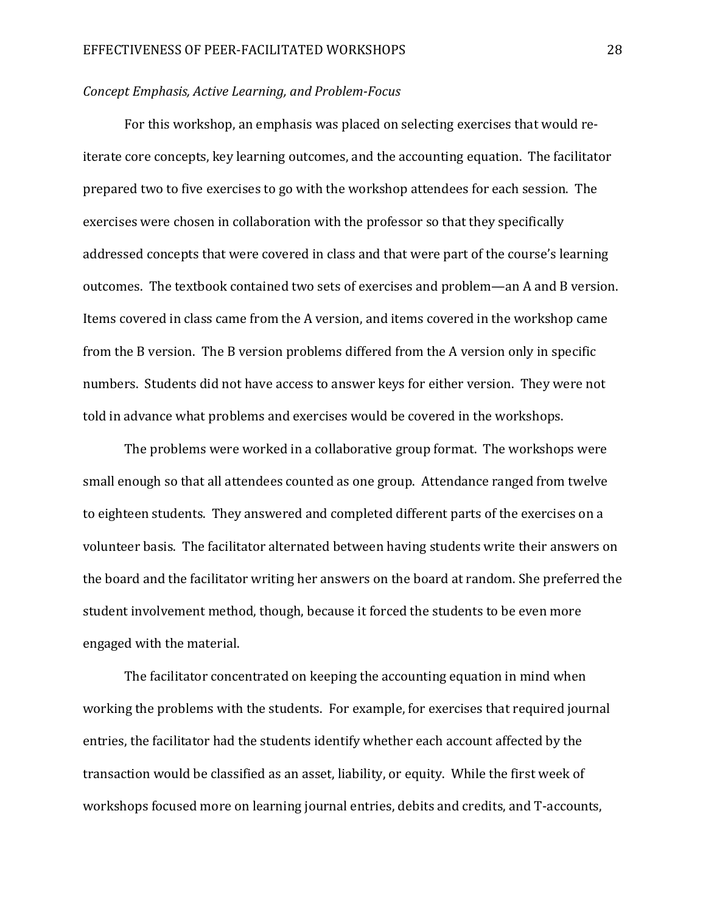*Concept Emphasis, Active Learning, and Problem-Focus*

For this workshop, an emphasis was placed on selecting exercises that would re-iterate core concepts, key learning outcomes, and the accounting equation. The facilitator prepared two to five exercises to go with the workshop attendees for each session. The exercises were chosen in collaboration with the professor so that they specifically addressed concepts that were covered in class and that were part of the course's learning outcomes. The textbook contained two sets of exercises and problem—an A and B version. Items covered in class came from the A version, and items covered in the workshop came from the B version. The B version problems differed from the A version only in specific numbers. Students did not have access to answer keys for either version. They were not told in advance what problems and exercises would be covered in the workshops.

The problems were worked in a collaborative group format. The workshops were small enough so that all attendees counted as one group. Attendance ranged from twelve to eighteen students. They answered and completed different parts of the exercises on a volunteer basis. The facilitator alternated between having students write their answers on the board and the facilitator writing her answers on the board at random. She preferred the student involvement method, though, because it forced the students to be even more engaged with the material.

The facilitator concentrated on keeping the accounting equation in mind when working the problems with the students. For example, for exercises that required journal entries, the facilitator had the students identify whether each account affected by the transaction would be classified as an asset, liability, or equity. While the first week of workshops focused more on learning journal entries, debits and credits, and T-accounts,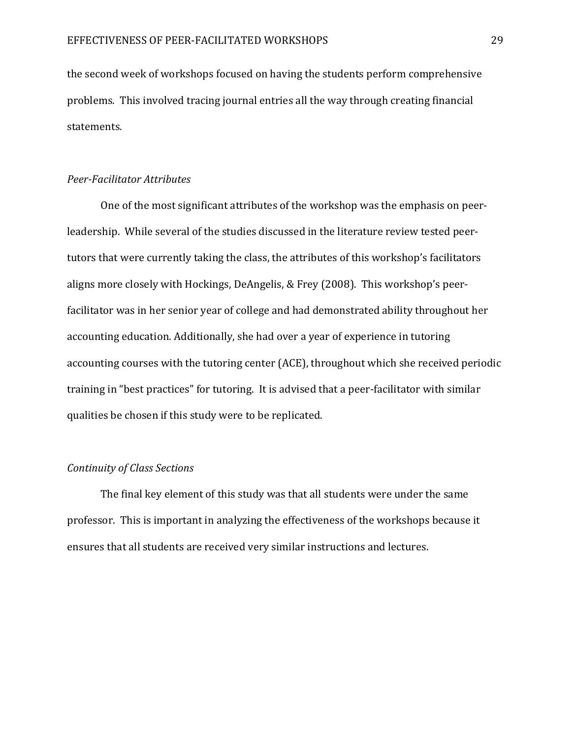the second week of workshops focused on having the students perform comprehensive problems. This involved tracing journal entries all the way through creating financial statements.

### *Peer-Facilitator Attributes*

One of the most significant attributes of the workshop was the emphasis on peer-leadership. While several of the studies discussed in the literature review tested peer-tutors that were currently taking the class, the attributes of this workshop's facilitators aligns more closely with Hockings, DeAngelis, & Frey (2008). This workshop's peer-facilitator was in her senior year of college and had demonstrated ability throughout her accounting education. Additionally, she had over a year of experience in tutoring accounting courses with the tutoring center (ACE), throughout which she received periodic training in "best practices" for tutoring. It is advised that a peer-facilitator with similar qualities be chosen if this study were to be replicated.

### *Continuity of Class Sections*

The final key element of this study was that all students were under the same professor. This is important in analyzing the effectiveness of the workshops because it ensures that all students are received very similar instructions and lectures.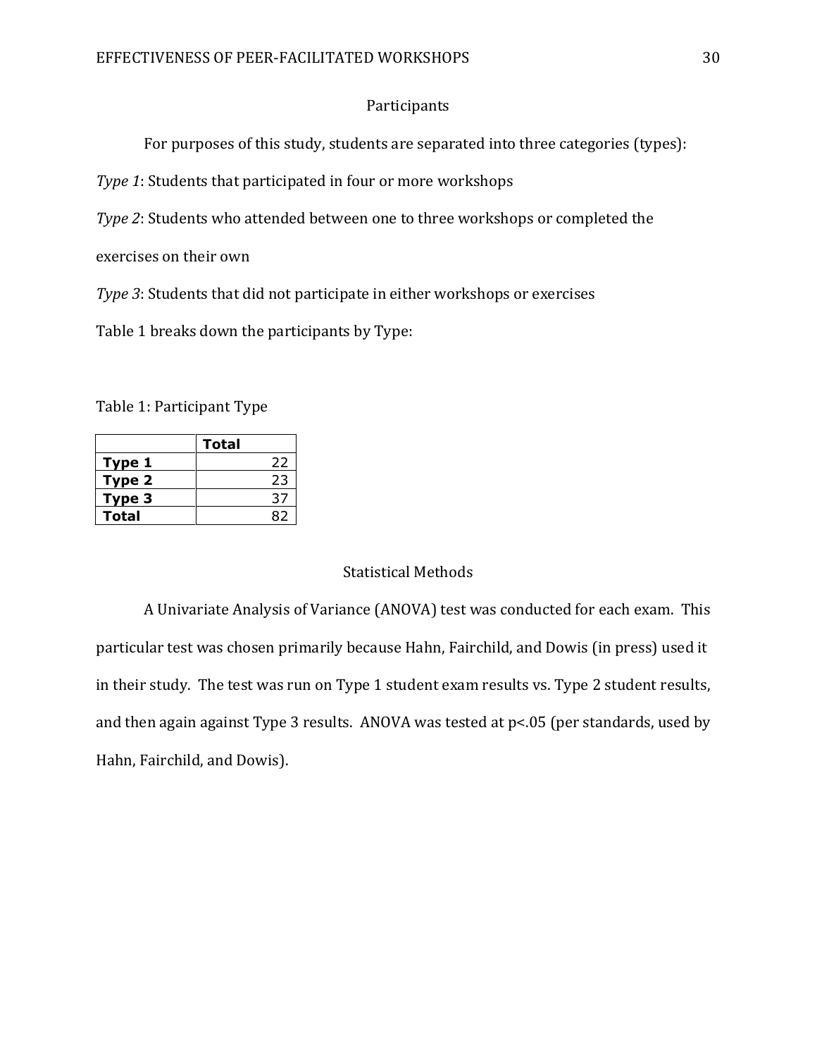## Participants

For purposes of this study, students are separated into three categories (types):

*Type 1*: Students that participated in four or more workshops

*Type 2*: Students who attended between one to three workshops or completed the exercises on their own

*Type 3*: Students that did not participate in either workshops or exercises

Table 1 breaks down the participants by Type:

Table 1: Participant Type

| | **Total** |
|---|---|
| **Type 1** | 22 |
| **Type 2** | 23 |
| **Type 3** | 37 |
| **Total** | 82 |

## Statistical Methods

A Univariate Analysis of Variance (ANOVA) test was conducted for each exam. This particular test was chosen primarily because Hahn, Fairchild, and Dowis (in press) used it in their study. The test was run on Type 1 student exam results vs. Type 2 student results, and then again against Type 3 results. ANOVA was tested at $p<.05$ (per standards, used by Hahn, Fairchild, and Dowis).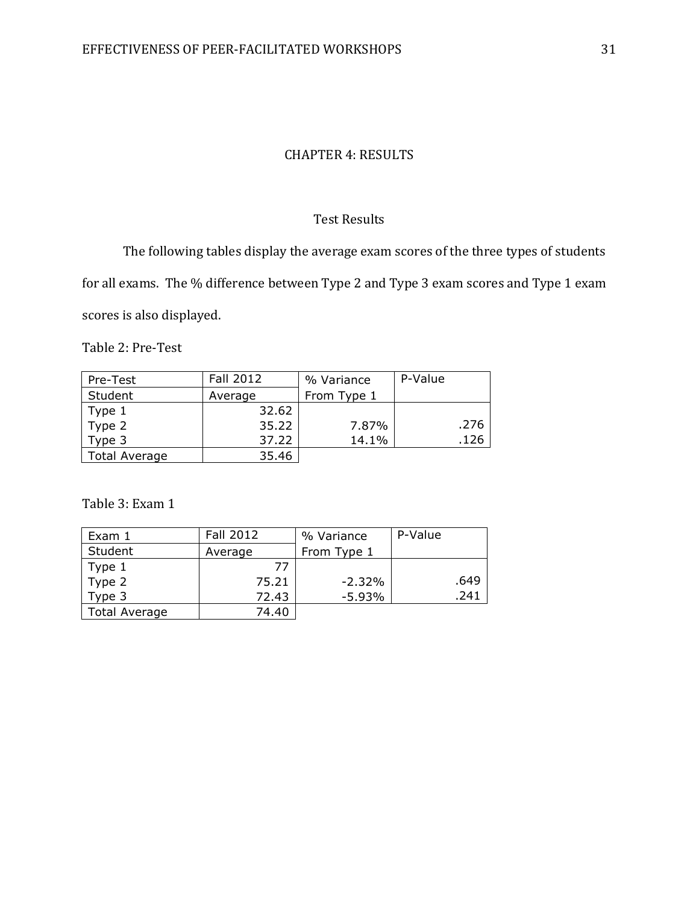# CHAPTER 4: RESULTS

## Test Results

The following tables display the average exam scores of the three types of students for all exams. The % difference between Type 2 and Type 3 exam scores and Type 1 exam scores is also displayed.

Table 2: Pre-Test

| Pre-Test | Fall 2012 | % Variance | P-Value |
|---|---|---|---|
| Student | Average | From Type 1 | |
| Type 1 | 32.62 | | |
| Type 2 | 35.22 | 7.87% | .276 |
| Type 3 | 37.22 | 14.1% | .126 |
| Total Average | 35.46 | | |

Table 3: Exam 1

| Exam 1 | Fall 2012 | % Variance | P-Value |
|---|---|---|---|
| Student | Average | From Type 1 | |
| Type 1 | 77 | | |
| Type 2 | 75.21 | -2.32% | .649 |
| Type 3 | 72.43 | -5.93% | .241 |
| Total Average | 74.40 | | |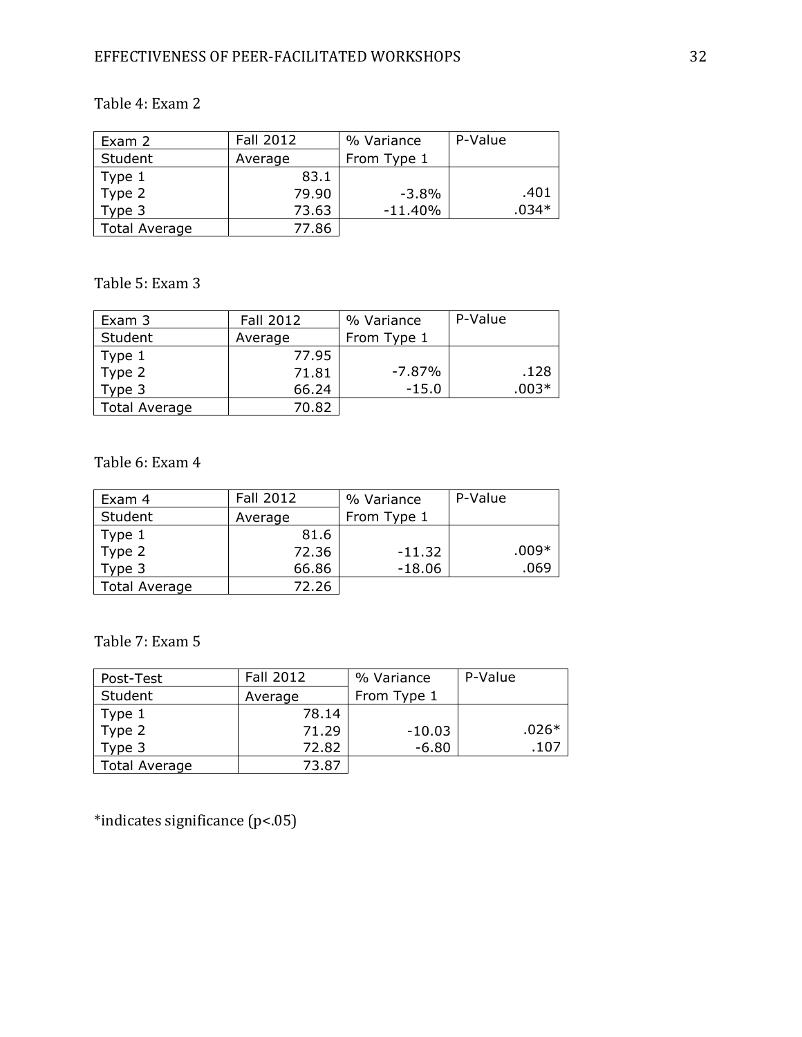Table 4: Exam 2

| Exam 2<br>Student | Fall 2012<br>Average | % Variance<br>From Type 1 | P-Value |
|---|---|---|---|
| Type 1 | 83.1 | | |
| Type 2 | 79.90 | -3.8% | .401 |
| Type 3 | 73.63 | -11.40% | .034* |
| Total Average | 77.86 | | |

Table 5: Exam 3

| Exam 3<br>Student | Fall 2012<br>Average | % Variance<br>From Type 1 | P-Value |
|---|---|---|---|
| Type 1 | 77.95 | | |
| Type 2 | 71.81 | -7.87% | .128 |
| Type 3 | 66.24 | -15.0 | .003* |
| Total Average | 70.82 | | |

Table 6: Exam 4

| Exam 4<br>Student | Fall 2012<br>Average | % Variance<br>From Type 1 | P-Value |
|---|---|---|---|
| Type 1 | 81.6 | | |
| Type 2 | 72.36 | -11.32 | .009* |
| Type 3 | 66.86 | -18.06 | .069 |
| Total Average | 72.26 | | |

Table 7: Exam 5

| Post-Test<br>Student | Fall 2012<br>Average | % Variance<br>From Type 1 | P-Value |
|---|---|---|---|
| Type 1 | 78.14 | | |
| Type 2 | 71.29 | -10.03 | .026* |
| Type 3 | 72.82 | -6.80 | .107 |
| Total Average | 73.87 | | |

*indicates significance ($p<.05$)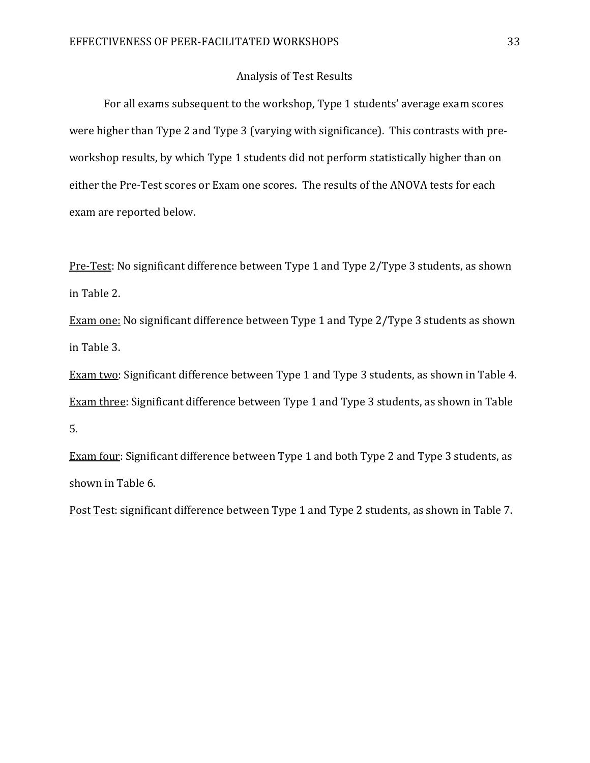## Analysis of Test Results

For all exams subsequent to the workshop, Type 1 students' average exam scores were higher than Type 2 and Type 3 (varying with significance). This contrasts with pre-workshop results, by which Type 1 students did not perform statistically higher than on either the Pre-Test scores or Exam one scores. The results of the ANOVA tests for each exam are reported below.

<u>Pre-Test</u>: No significant difference between Type 1 and Type 2/Type 3 students, as shown in Table 2.

<u>Exam one:</u> No significant difference between Type 1 and Type 2/Type 3 students as shown in Table 3.

<u>Exam two</u>: Significant difference between Type 1 and Type 3 students, as shown in Table 4.

<u>Exam three</u>: Significant difference between Type 1 and Type 3 students, as shown in Table 5.

<u>Exam four</u>: Significant difference between Type 1 and both Type 2 and Type 3 students, as shown in Table 6.

<u>Post Test</u>: significant difference between Type 1 and Type 2 students, as shown in Table 7.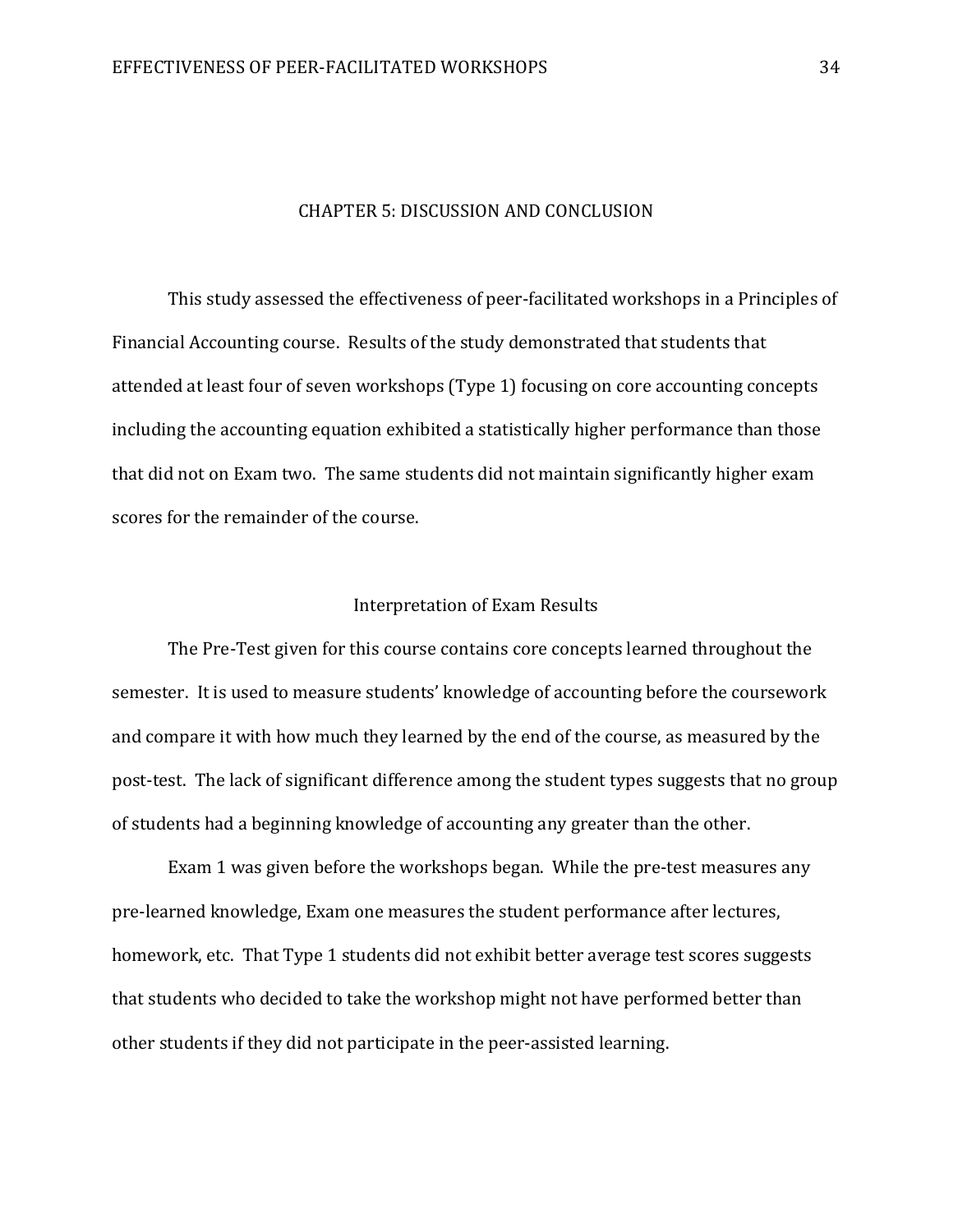# CHAPTER 5: DISCUSSION AND CONCLUSION

This study assessed the effectiveness of peer-facilitated workshops in a Principles of Financial Accounting course. Results of the study demonstrated that students that attended at least four of seven workshops (Type 1) focusing on core accounting concepts including the accounting equation exhibited a statistically higher performance than those that did not on Exam two. The same students did not maintain significantly higher exam scores for the remainder of the course.

## Interpretation of Exam Results

The Pre-Test given for this course contains core concepts learned throughout the semester. It is used to measure students' knowledge of accounting before the coursework and compare it with how much they learned by the end of the course, as measured by the post-test. The lack of significant difference among the student types suggests that no group of students had a beginning knowledge of accounting any greater than the other.

Exam 1 was given before the workshops began. While the pre-test measures any pre-learned knowledge, Exam one measures the student performance after lectures, homework, etc. That Type 1 students did not exhibit better average test scores suggests that students who decided to take the workshop might not have performed better than other students if they did not participate in the peer-assisted learning.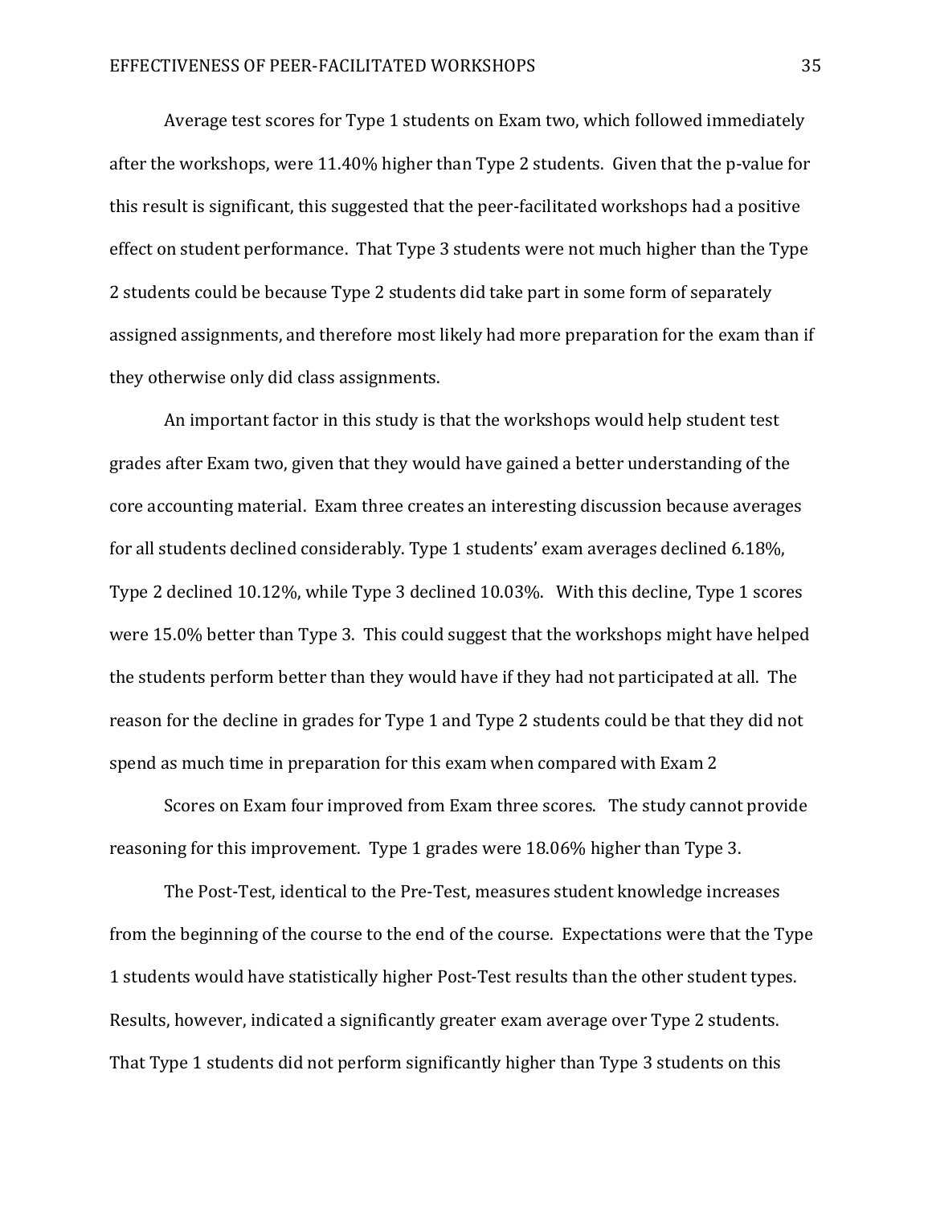Average test scores for Type 1 students on Exam two, which followed immediately after the workshops, were 11.40% higher than Type 2 students. Given that the p-value for this result is significant, this suggested that the peer-facilitated workshops had a positive effect on student performance. That Type 3 students were not much higher than the Type 2 students could be because Type 2 students did take part in some form of separately assigned assignments, and therefore most likely had more preparation for the exam than if they otherwise only did class assignments.

An important factor in this study is that the workshops would help student test grades after Exam two, given that they would have gained a better understanding of the core accounting material. Exam three creates an interesting discussion because averages for all students declined considerably. Type 1 students' exam averages declined 6.18%, Type 2 declined 10.12%, while Type 3 declined 10.03%. With this decline, Type 1 scores were 15.0% better than Type 3. This could suggest that the workshops might have helped the students perform better than they would have if they had not participated at all. The reason for the decline in grades for Type 1 and Type 2 students could be that they did not spend as much time in preparation for this exam when compared with Exam 2

Scores on Exam four improved from Exam three scores. The study cannot provide reasoning for this improvement. Type 1 grades were 18.06% higher than Type 3.

The Post-Test, identical to the Pre-Test, measures student knowledge increases from the beginning of the course to the end of the course. Expectations were that the Type 1 students would have statistically higher Post-Test results than the other student types. Results, however, indicated a significantly greater exam average over Type 2 students. That Type 1 students did not perform significantly higher than Type 3 students on this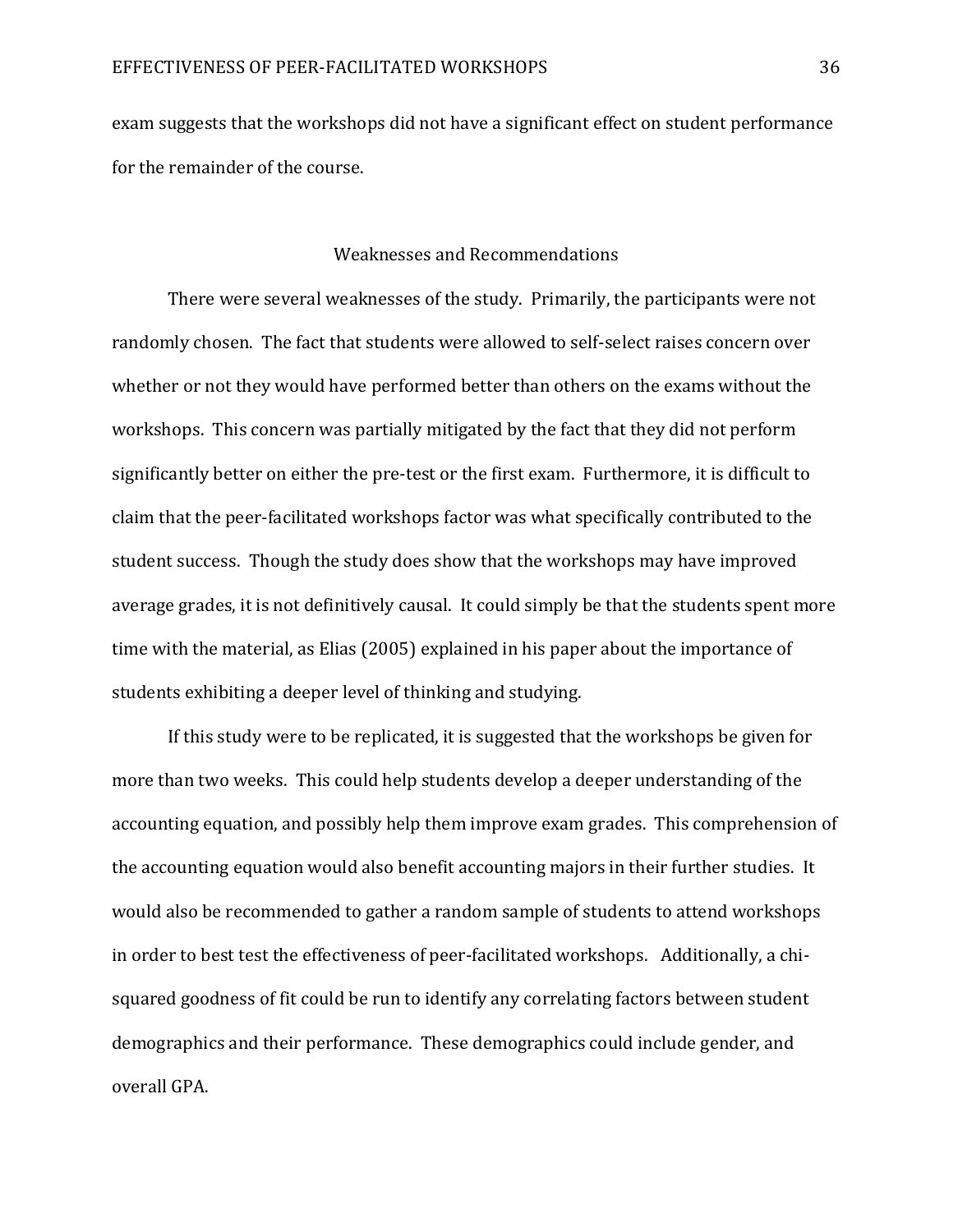exam suggests that the workshops did not have a significant effect on student performance for the remainder of the course.

## Weaknesses and Recommendations

There were several weaknesses of the study. Primarily, the participants were not randomly chosen. The fact that students were allowed to self-select raises concern over whether or not they would have performed better than others on the exams without the workshops. This concern was partially mitigated by the fact that they did not perform significantly better on either the pre-test or the first exam. Furthermore, it is difficult to claim that the peer-facilitated workshops factor was what specifically contributed to the student success. Though the study does show that the workshops may have improved average grades, it is not definitively causal. It could simply be that the students spent more time with the material, as Elias (2005) explained in his paper about the importance of students exhibiting a deeper level of thinking and studying.

If this study were to be replicated, it is suggested that the workshops be given for more than two weeks. This could help students develop a deeper understanding of the accounting equation, and possibly help them improve exam grades. This comprehension of the accounting equation would also benefit accounting majors in their further studies. It would also be recommended to gather a random sample of students to attend workshops in order to best test the effectiveness of peer-facilitated workshops. Additionally, a chi-squared goodness of fit could be run to identify any correlating factors between student demographics and their performance. These demographics could include gender, and overall GPA.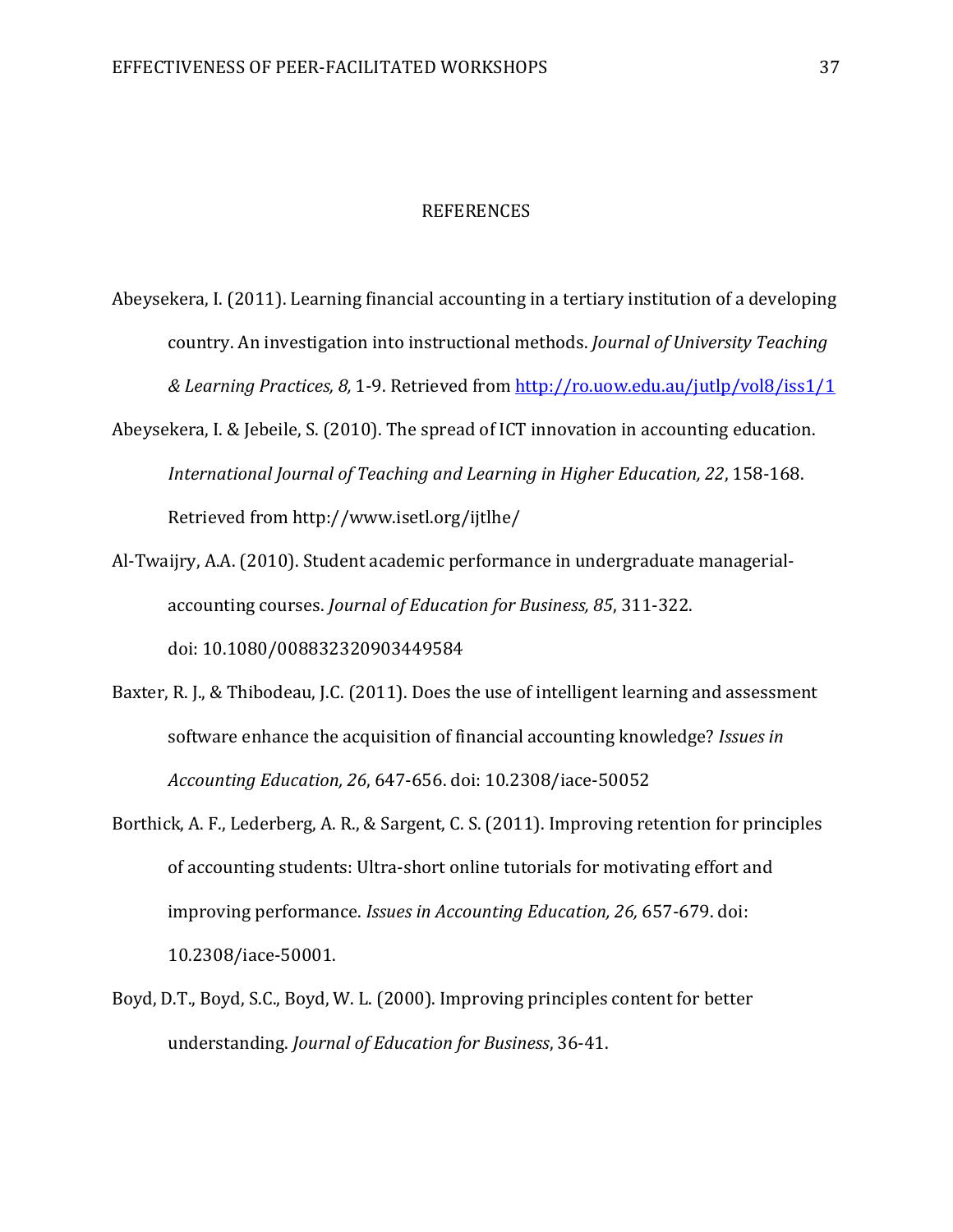# REFERENCES

Abeysekera, I. (2011). Learning financial accounting in a tertiary institution of a developing country. An investigation into instructional methods. *Journal of University Teaching & Learning Practices, 8,* 1-9. Retrieved from http://ro.uow.edu.au/jutlp/vol8/iss1/1

Abeysekera, I. & Jebeile, S. (2010). The spread of ICT innovation in accounting education. *International Journal of Teaching and Learning in Higher Education, 22*, 158-168. Retrieved from http://www.isetl.org/ijtlhe/

Al-Twaijry, A.A. (2010). Student academic performance in undergraduate managerial-accounting courses. *Journal of Education for Business, 85*, 311-322. doi: 10.1080/008832320903449584

Baxter, R. J., & Thibodeau, J.C. (2011). Does the use of intelligent learning and assessment software enhance the acquisition of financial accounting knowledge? *Issues in Accounting Education, 26*, 647-656. doi: 10.2308/iace-50052

Borthick, A. F., Lederberg, A. R., & Sargent, C. S. (2011). Improving retention for principles of accounting students: Ultra-short online tutorials for motivating effort and improving performance. *Issues in Accounting Education, 26,* 657-679. doi: 10.2308/iace-50001.

Boyd, D.T., Boyd, S.C., Boyd, W. L. (2000). Improving principles content for better understanding. *Journal of Education for Business*, 36-41.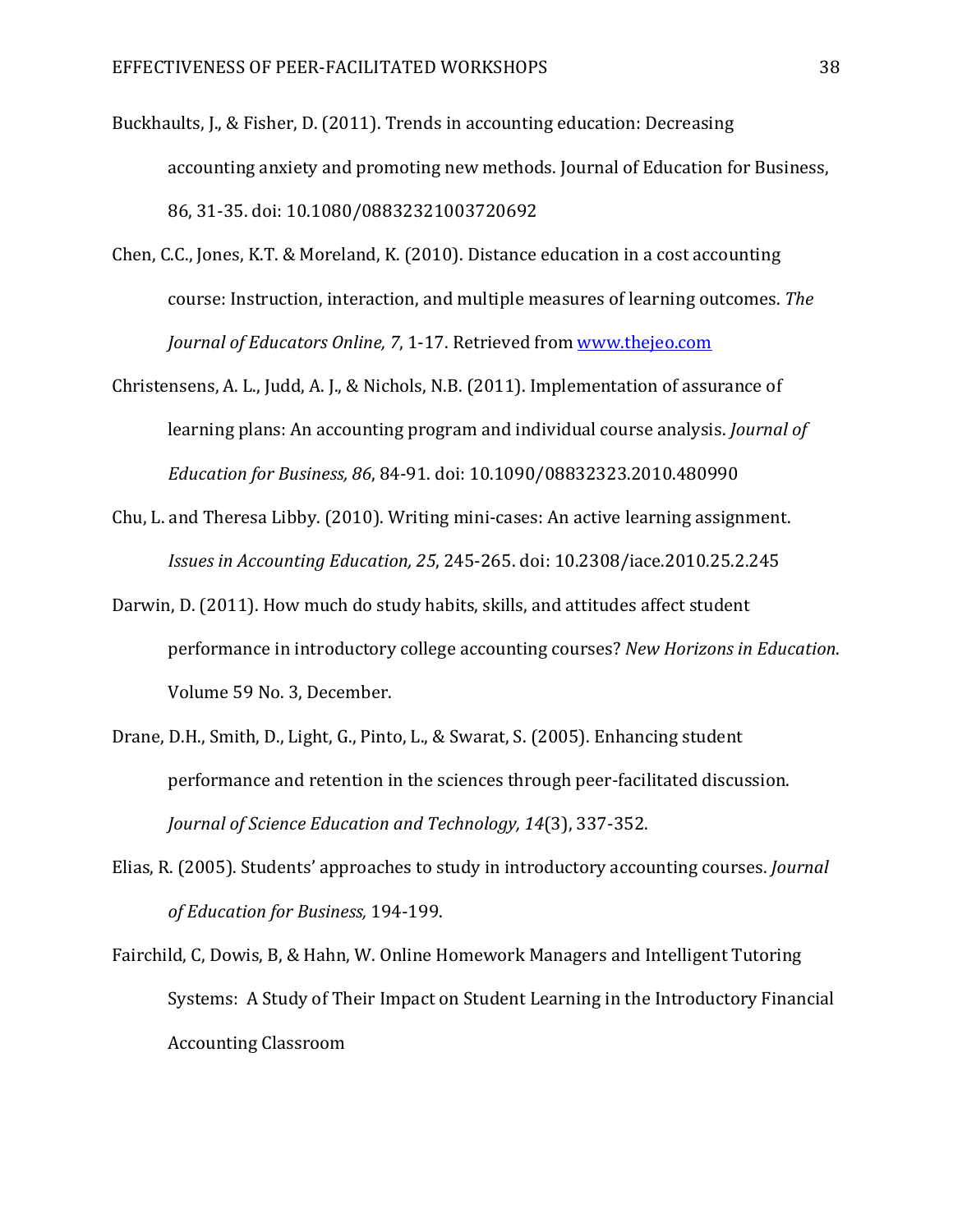Buckhaults, J., & Fisher, D. (2011). Trends in accounting education: Decreasing accounting anxiety and promoting new methods. Journal of Education for Business, 86, 31-35. doi: 10.1080/08832321003720692

Chen, C.C., Jones, K.T. & Moreland, K. (2010). Distance education in a cost accounting course: Instruction, interaction, and multiple measures of learning outcomes. *The Journal of Educators Online, 7*, 1-17. Retrieved from [www.thejeo.com](www.thejeo.com)

Christensens, A. L., Judd, A. J., & Nichols, N.B. (2011). Implementation of assurance of learning plans: An accounting program and individual course analysis. *Journal of Education for Business, 86*, 84-91. doi: 10.1090/08832323.2010.480990

Chu, L. and Theresa Libby. (2010). Writing mini-cases: An active learning assignment. *Issues in Accounting Education, 25*, 245-265. doi: 10.2308/iace.2010.25.2.245

Darwin, D. (2011). How much do study habits, skills, and attitudes affect student performance in introductory college accounting courses? *New Horizons in Education*. Volume 59 No. 3, December.

Drane, D.H., Smith, D., Light, G., Pinto, L., & Swarat, S. (2005). Enhancing student performance and retention in the sciences through peer-facilitated discussion. *Journal of Science Education and Technology, 14*(3), 337-352.

Elias, R. (2005). Students' approaches to study in introductory accounting courses. *Journal of Education for Business,* 194-199.

Fairchild, C, Dowis, B, & Hahn, W. Online Homework Managers and Intelligent Tutoring Systems: A Study of Their Impact on Student Learning in the Introductory Financial Accounting Classroom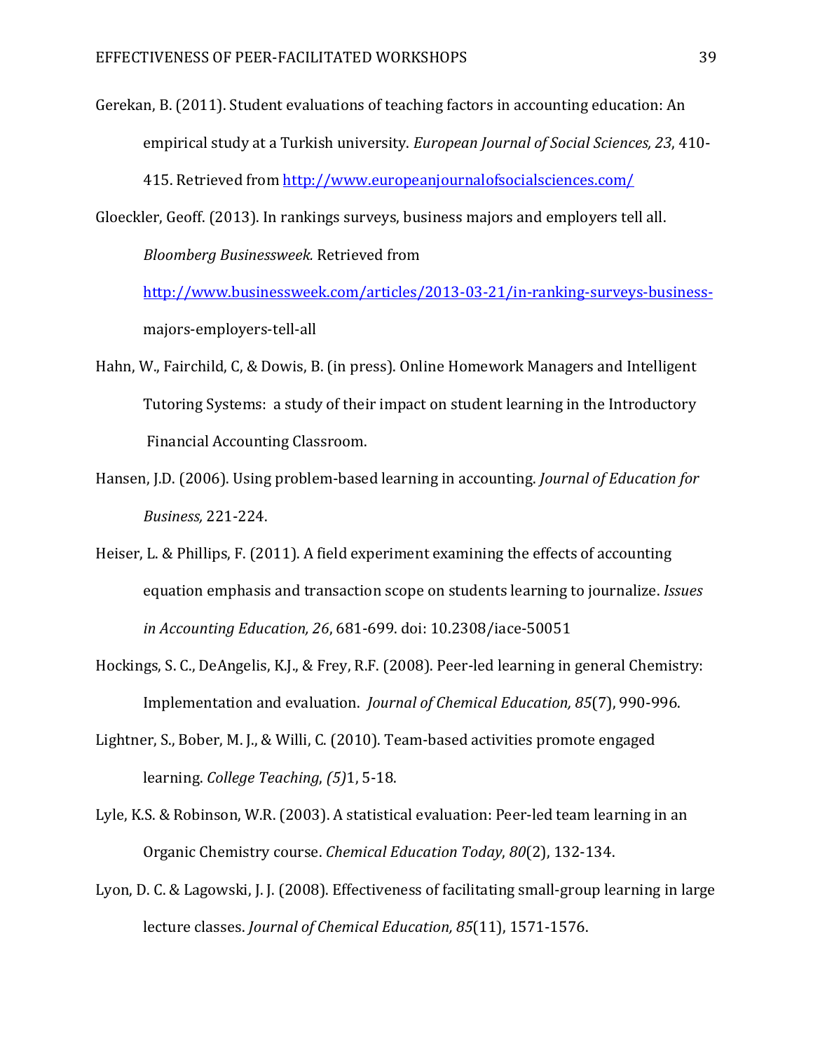Gerekan, B. (2011). Student evaluations of teaching factors in accounting education: An empirical study at a Turkish university. *European Journal of Social Sciences, 23*, 410-415. Retrieved from http://www.europeanjournalofsocialsciences.com/

Gloeckler, Geoff. (2013). In rankings surveys, business majors and employers tell all. *Bloomberg Businessweek.* Retrieved from http://www.businessweek.com/articles/2013-03-21/in-ranking-surveys-business-majors-employers-tell-all

Hahn, W., Fairchild, C, & Dowis, B. (in press). Online Homework Managers and Intelligent Tutoring Systems: a study of their impact on student learning in the Introductory Financial Accounting Classroom.

Hansen, J.D. (2006). Using problem-based learning in accounting. *Journal of Education for Business,* 221-224.

Heiser, L. & Phillips, F. (2011). A field experiment examining the effects of accounting equation emphasis and transaction scope on students learning to journalize. *Issues in Accounting Education, 26*, 681-699. doi: 10.2308/iace-50051

Hockings, S. C., DeAngelis, K.J., & Frey, R.F. (2008). Peer-led learning in general Chemistry: Implementation and evaluation. *Journal of Chemical Education, 85*(7), 990-996.

Lightner, S., Bober, M. J., & Willi, C. (2010). Team-based activities promote engaged learning. *College Teaching*, *(5)*1, 5-18.

Lyle, K.S. & Robinson, W.R. (2003). A statistical evaluation: Peer-led team learning in an Organic Chemistry course. *Chemical Education Today*, *80*(2), 132-134.

Lyon, D. C. & Lagowski, J. J. (2008). Effectiveness of facilitating small-group learning in large lecture classes. *Journal of Chemical Education, 85*(11), 1571-1576.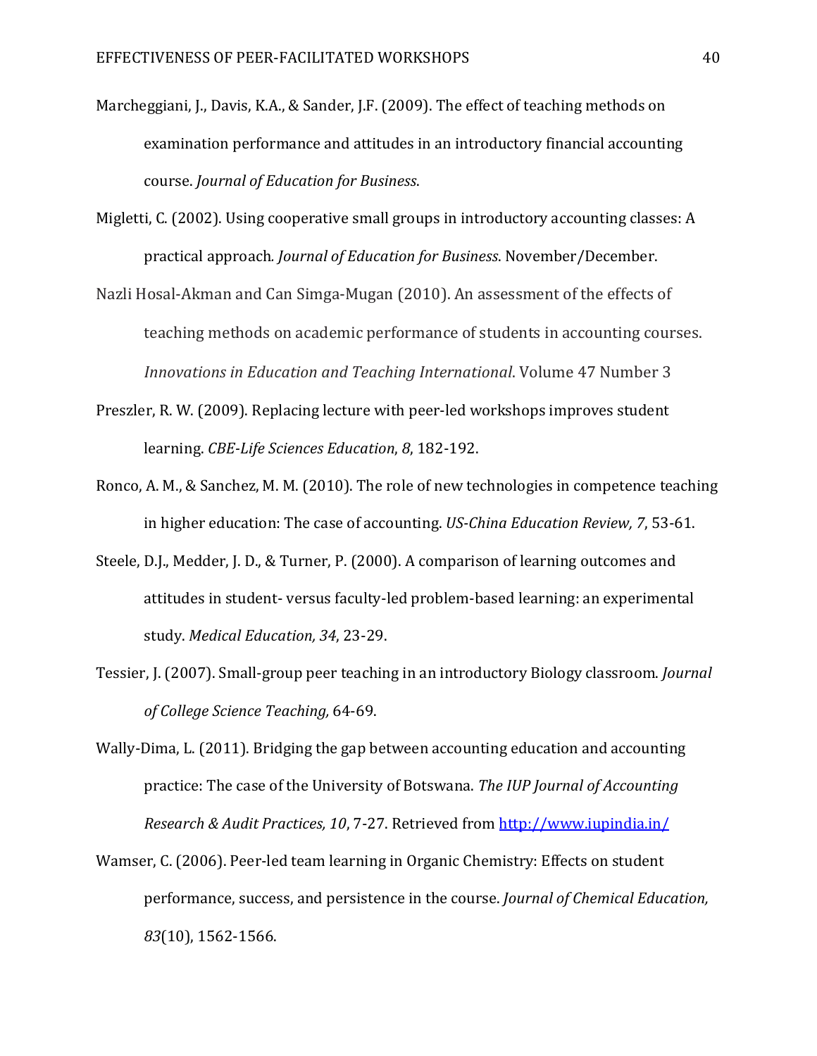Marcheggiani, J., Davis, K.A., & Sander, J.F. (2009). The effect of teaching methods on examination performance and attitudes in an introductory financial accounting course. *Journal of Education for Business*.

Migletti, C. (2002). Using cooperative small groups in introductory accounting classes: A practical approach*. Journal of Education for Business*. November/December.

Nazli Hosal-Akman and Can Simga-Mugan (2010). An assessment of the effects of teaching methods on academic performance of students in accounting courses. *Innovations in Education and Teaching International*. Volume 47 Number 3

Preszler, R. W. (2009). Replacing lecture with peer-led workshops improves student learning. *CBE-Life Sciences Education*, *8*, 182-192.

Ronco, A. M., & Sanchez, M. M. (2010). The role of new technologies in competence teaching in higher education: The case of accounting. *US-China Education Review, 7*, 53-61.

Steele, D.J., Medder, J. D., & Turner, P. (2000). A comparison of learning outcomes and attitudes in student- versus faculty-led problem-based learning: an experimental study. *Medical Education, 34*, 23-29.

Tessier, J. (2007). Small-group peer teaching in an introductory Biology classroom. *Journal of College Science Teaching,* 64-69.

Wally-Dima, L. (2011). Bridging the gap between accounting education and accounting practice: The case of the University of Botswana. *The IUP Journal of Accounting Research & Audit Practices, 10*, 7-27. Retrieved from http://www.iupindia.in/

Wamser, C. (2006). Peer-led team learning in Organic Chemistry: Effects on student performance, success, and persistence in the course. *Journal of Chemical Education, 83*(10), 1562-1566.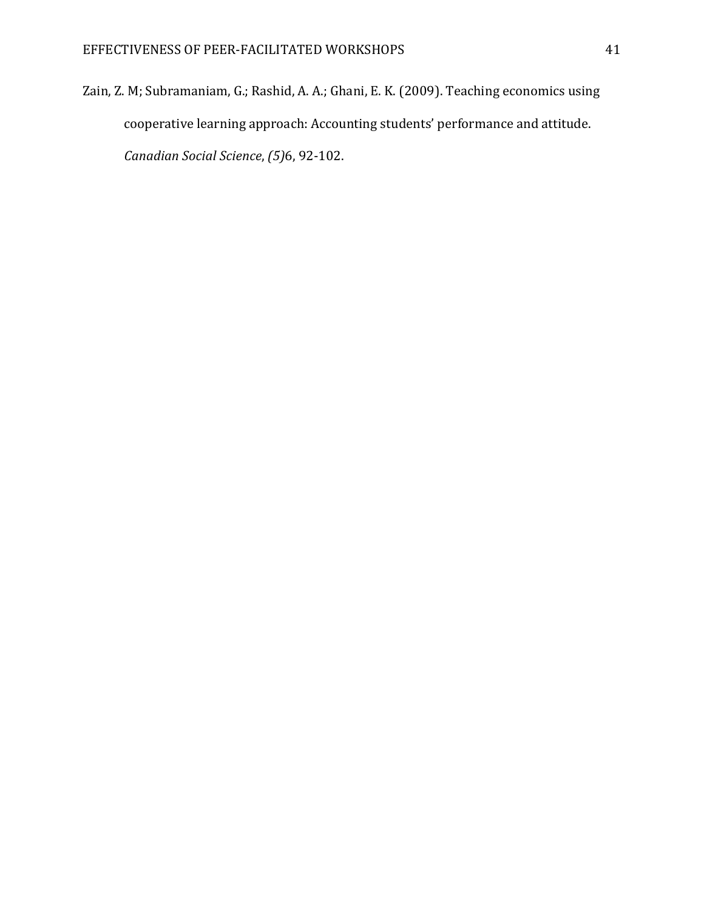Zain, Z. M; Subramaniam, G.; Rashid, A. A.; Ghani, E. K. (2009). Teaching economics using cooperative learning approach: Accounting students' performance and attitude. *Canadian Social Science*, *(5)*6, 92-102.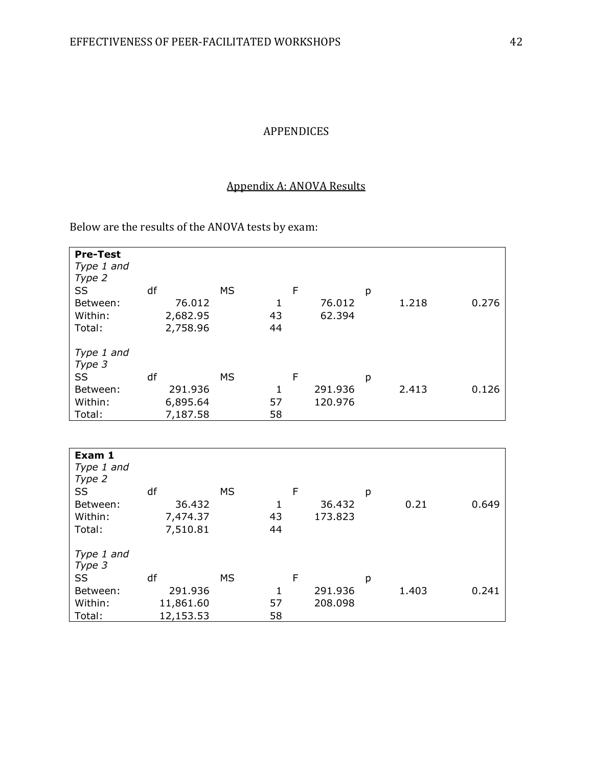# APPENDICES

## Appendix A: ANOVA Results

Below are the results of the ANOVA tests by exam:

| **Pre-Test** | | | | | |
|---|---|---|---|---|---|
| *Type 1 and Type 2* | | | | | |
| SS | df | MS | F | p | |
| Between: | 76.012 | 1 | 76.012 | 1.218 | 0.276 |
| Within: | 2,682.95 | 43 | 62.394 | | |
| Total: | 2,758.96 | 44 | | | |
| | | | | | |
| *Type 1 and Type 3* | | | | | |
| SS | df | MS | F | p | |
| Between: | 291.936 | 1 | 291.936 | 2.413 | 0.126 |
| Within: | 6,895.64 | 57 | 120.976 | | |
| Total: | 7,187.58 | 58 | | | |

| **Exam 1** | | | | | |
|---|---|---|---|---|---|
| *Type 1 and Type 2* | | | | | |
| SS | df | MS | F | p | |
| Between: | 36.432 | 1 | 36.432 | 0.21 | 0.649 |
| Within: | 7,474.37 | 43 | 173.823 | | |
| Total: | 7,510.81 | 44 | | | |
| | | | | | |
| *Type 1 and Type 3* | | | | | |
| SS | df | MS | F | p | |
| Between: | 291.936 | 1 | 291.936 | 1.403 | 0.241 |
| Within: | 11,861.60 | 57 | 208.098 | | |
| Total: | 12,153.53 | 58 | | | |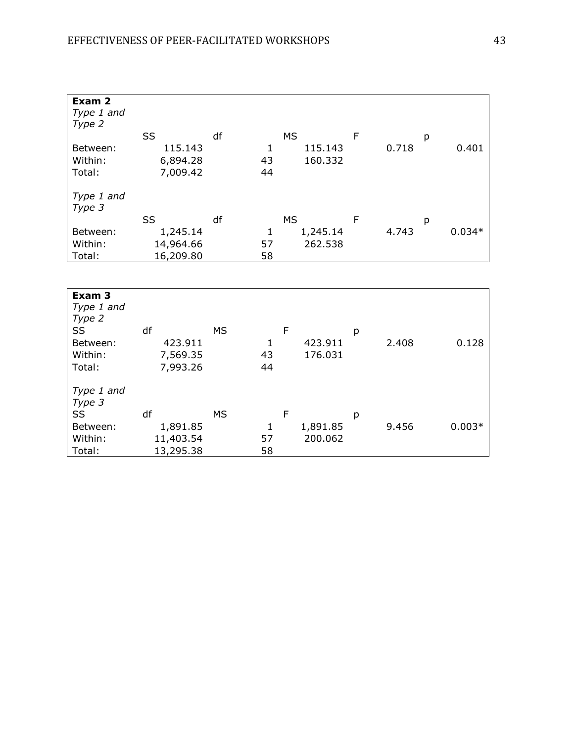| **Exam 2** | | | | | |
|---|---|---|---|---|---|
| *Type 1 and Type 2* | | | | | |
| | SS | df | MS | F | p |
| Between: | 115.143 | 1 | 115.143 | 0.718 | 0.401 |
| Within: | 6,894.28 | 43 | 160.332 | | |
| Total: | 7,009.42 | 44 | | | |
| *Type 1 and Type 3* | | | | | |
| | SS | df | MS | F | p |
| Between: | 1,245.14 | 1 | 1,245.14 | 4.743 | 0.034* |
| Within: | 14,964.66 | 57 | 262.538 | | |
| Total: | 16,209.80 | 58 | | | |

| **Exam 3** | | | | | |
|---|---|---|---|---|---|
| *Type 1 and Type 2* | | | | | |
| | SS | df | MS | F | p |
| Between: | 423.911 | 1 | 423.911 | 2.408 | 0.128 |
| Within: | 7,569.35 | 43 | 176.031 | | |
| Total: | 7,993.26 | 44 | | | |
| *Type 1 and Type 3* | | | | | |
| | SS | df | MS | F | p |
| Between: | 1,891.85 | 1 | 1,891.85 | 9.456 | 0.003* |
| Within: | 11,403.54 | 57 | 200.062 | | |
| Total: | 13,295.38 | 58 | | | |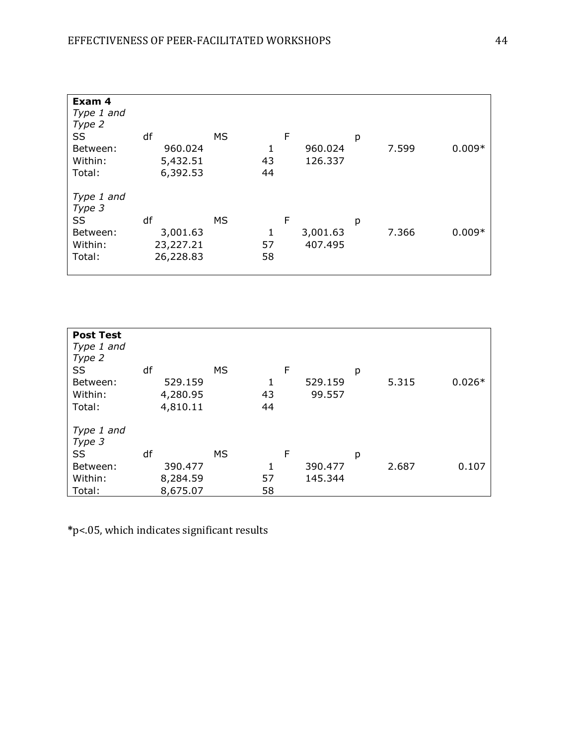**Exam 4**

*Type 1 and Type 2*

| SS | df | MS | F | p | |
|---|---|---|---|---|---|
| Between: | 960.024 | 1 | 960.024 | 7.599 | 0.009* |
| Within: | 5,432.51 | 43 | 126.337 | | |
| Total: | 6,392.53 | 44 | | | |

*Type 1 and Type 3*

| SS | df | MS | F | p | |
|---|---|---|---|---|---|
| Between: | 3,001.63 | 1 | 3,001.63 | 7.366 | 0.009* |
| Within: | 23,227.21 | 57 | 407.495 | | |
| Total: | 26,228.83 | 58 | | | |

**Post Test**

*Type 1 and Type 2*

| SS | df | MS | F | p | |
|---|---|---|---|---|---|
| Between: | 529.159 | 1 | 529.159 | 5.315 | 0.026* |
| Within: | 4,280.95 | 43 | 99.557 | | |
| Total: | 4,810.11 | 44 | | | |

*Type 1 and Type 3*

| SS | df | MS | F | p | |
|---|---|---|---|---|---|
| Between: | 390.477 | 1 | 390.477 | 2.687 | 0.107 |
| Within: | 8,284.59 | 57 | 145.344 | | |
| Total: | 8,675.07 | 58 | | | |

*$p<.05$, which indicates significant results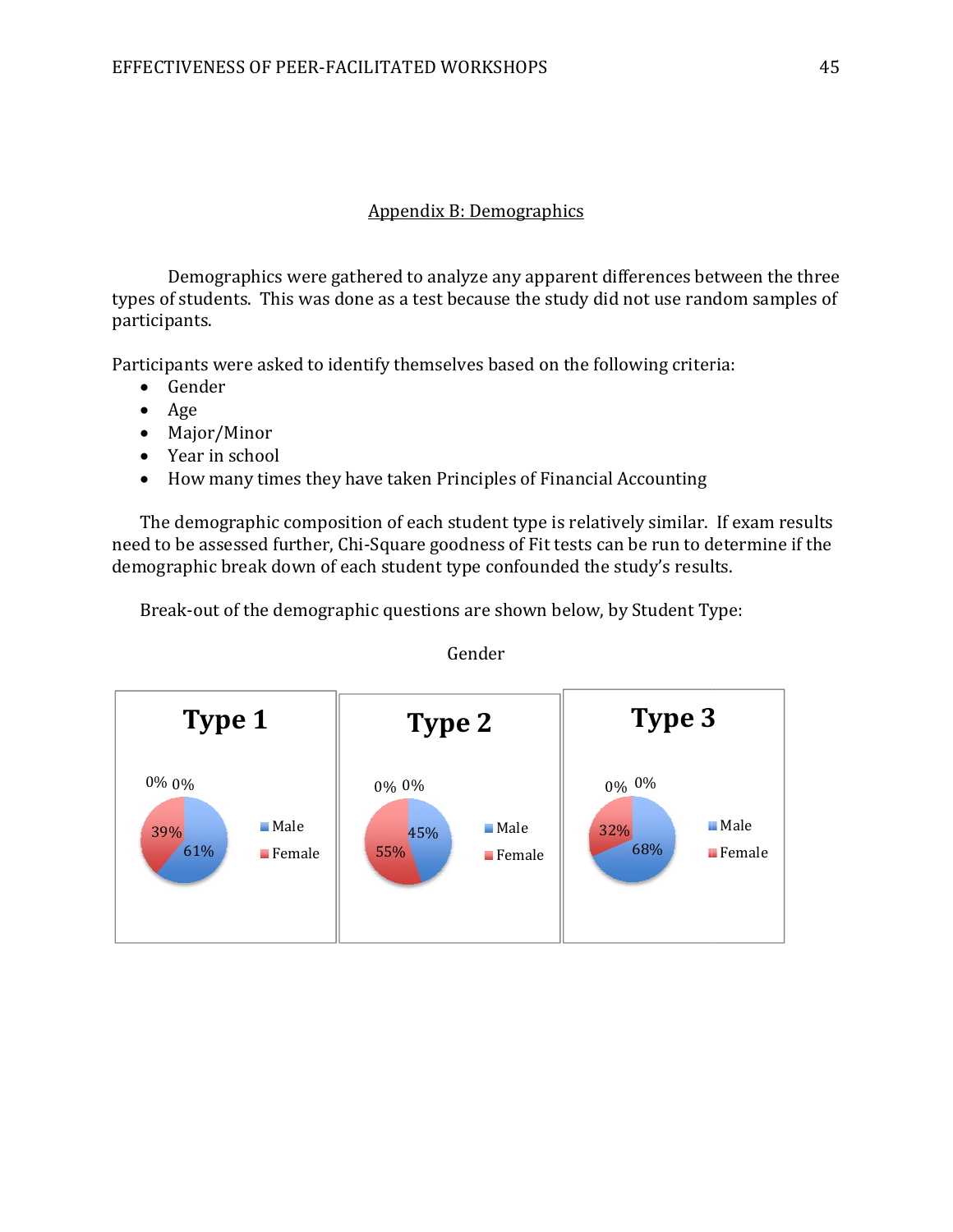## Appendix B: Demographics

Demographics were gathered to analyze any apparent differences between the three types of students. This was done as a test because the study did not use random samples of participants.

Participants were asked to identify themselves based on the following criteria:

- Gender
- Age
- Major/Minor
- Year in school
- How many times they have taken Principles of Financial Accounting

The demographic composition of each student type is relatively similar. If exam results need to be assessed further, Chi-Square goodness of Fit tests can be run to determine if the demographic break down of each student type confounded the study's results.

Break-out of the demographic questions are shown below, by Student Type:

Gender

| | Type 1 | Type 2 | Type 3 |
|---|---|---|---|
| Male | 61% | 45% | 68% |
| Female | 39% | 55% | 32% |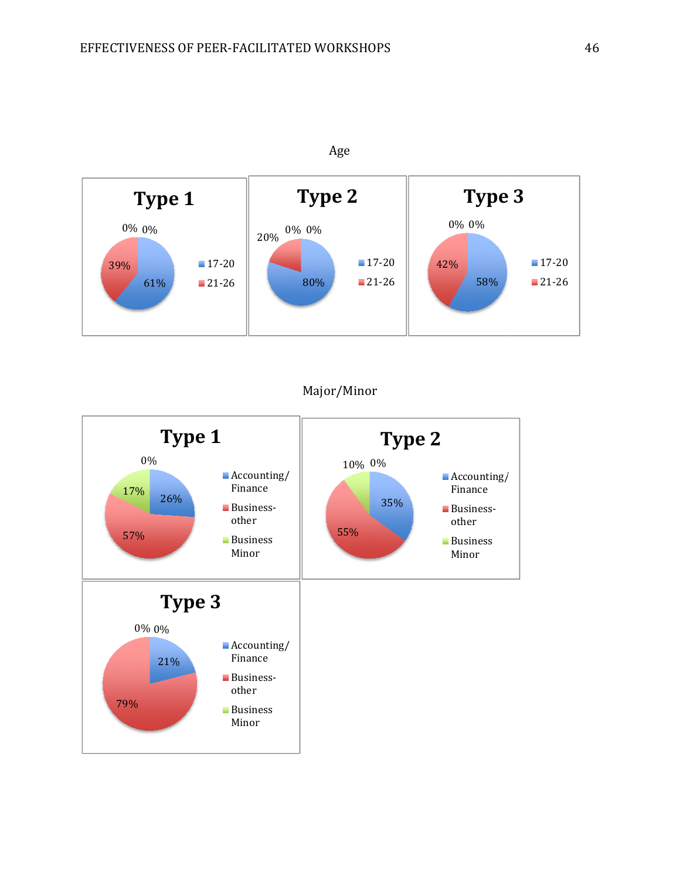Age

**Type 1**

0% 0%

39%

61%

- 17-20
- 21-26

**Type 2**

20% 0% 0%

80%

- 17-20
- 21-26

**Type 3**

0% 0%

42%

58%

- 17-20
- 21-26

Major/Minor

**Type 1**

0%

17%

26%

57%

- Accounting/Finance
- Business-other
- Business Minor

**Type 2**

10% 0%

35%

55%

- Accounting/Finance
- Business-other
- Business Minor

**Type 3**

0% 0%

21%

79%

- Accounting/Finance
- Business-other
- Business Minor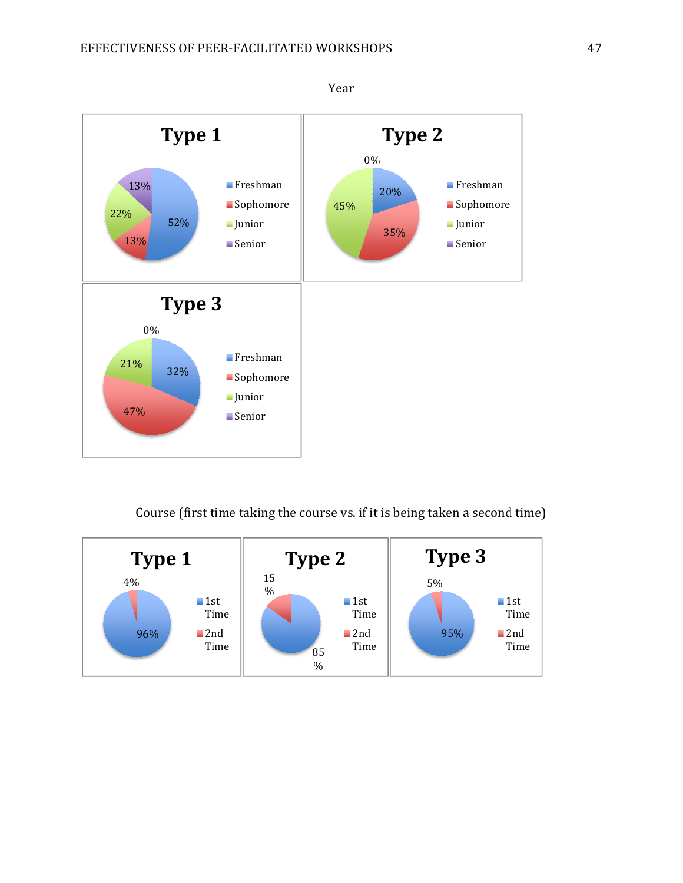Year

Type 1

13%
22%
52%
13%

Freshman
Sophomore
Junior
Senior

Type 2

0%
20%
45%
35%

Freshman
Sophomore
Junior
Senior

Type 3

0%
21%
32%
47%

Freshman
Sophomore
Junior
Senior

Course (first time taking the course vs. if it is being taken a second time)

Type 1

4%
96%

1st Time
2nd Time

Type 2

15 %
85 %

1st Time
2nd Time

Type 3

5%
95%

1st Time
2nd Time